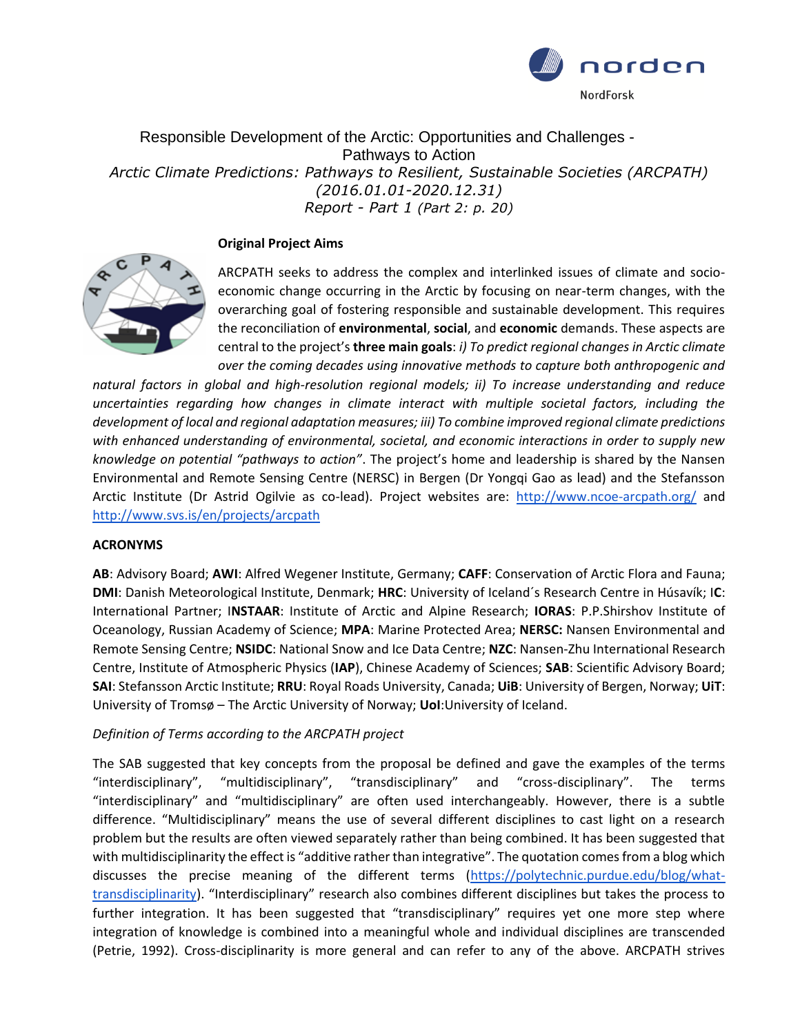# Responsible Development of the Arctic: Opportunities and Challenges - Pathways to Action

*Arctic Climate Predictions: Pathways to Resilient, Sustainable Societies (ARCPATH)*
*(2016.01.01-2020.12.31)*
*Report - Part 1 (Part 2: p. 20)*

**Original Project Aims**

ARCPATH seeks to address the complex and interlinked issues of climate and socio-economic change occurring in the Arctic by focusing on near-term changes, with the overarching goal of fostering responsible and sustainable development. This requires the reconciliation of **environmental**, **social**, and **economic** demands. These aspects are central to the project's **three main goals**: *i) To predict regional changes in Arctic climate over the coming decades using innovative methods to capture both anthropogenic and natural factors in global and high-resolution regional models; ii) To increase understanding and reduce uncertainties regarding how changes in climate interact with multiple societal factors, including the development of local and regional adaptation measures; iii) To combine improved regional climate predictions with enhanced understanding of environmental, societal, and economic interactions in order to supply new knowledge on potential "pathways to action"*. The project's home and leadership is shared by the Nansen Environmental and Remote Sensing Centre (NERSC) in Bergen (Dr Yongqi Gao as lead) and the Stefansson Arctic Institute (Dr Astrid Ogilvie as co-lead). Project websites are: http://www.ncoe-arcpath.org/ and http://www.svs.is/en/projects/arcpath

**ACRONYMS**

**AB**: Advisory Board; **AWI**: Alfred Wegener Institute, Germany; **CAFF**: Conservation of Arctic Flora and Fauna; **DMI**: Danish Meteorological Institute, Denmark; **HRC**: University of Iceland´s Research Centre in Húsavík; I**C**: International Partner; I**NSTAAR**: Institute of Arctic and Alpine Research; **IORAS**: P.P.Shirshov Institute of Oceanology, Russian Academy of Science; **MPA**: Marine Protected Area; **NERSC:** Nansen Environmental and Remote Sensing Centre; **NSIDC**: National Snow and Ice Data Centre; **NZC**: Nansen-Zhu International Research Centre, Institute of Atmospheric Physics (**IAP**), Chinese Academy of Sciences; **SAB**: Scientific Advisory Board; **SAI**: Stefansson Arctic Institute; **RRU**: Royal Roads University, Canada; **UiB**: University of Bergen, Norway; **UiT**: University of Tromsø – The Arctic University of Norway; **UoI**:University of Iceland.

*Definition of Terms according to the ARCPATH project*

The SAB suggested that key concepts from the proposal be defined and gave the examples of the terms "interdisciplinary", "multidisciplinary", "transdisciplinary" and "cross-disciplinary". The terms "interdisciplinary" and "multidisciplinary" are often used interchangeably. However, there is a subtle difference. "Multidisciplinary" means the use of several different disciplines to cast light on a research problem but the results are often viewed separately rather than being combined. It has been suggested that with multidisciplinarity the effect is "additive rather than integrative". The quotation comes from a blog which discusses the precise meaning of the different terms (https://polytechnic.purdue.edu/blog/what-transdisciplinarity). "Interdisciplinary" research also combines different disciplines but takes the process to further integration. It has been suggested that "transdisciplinary" requires yet one more step where integration of knowledge is combined into a meaningful whole and individual disciplines are transcended (Petrie, 1992). Cross-disciplinarity is more general and can refer to any of the above. ARCPATH strives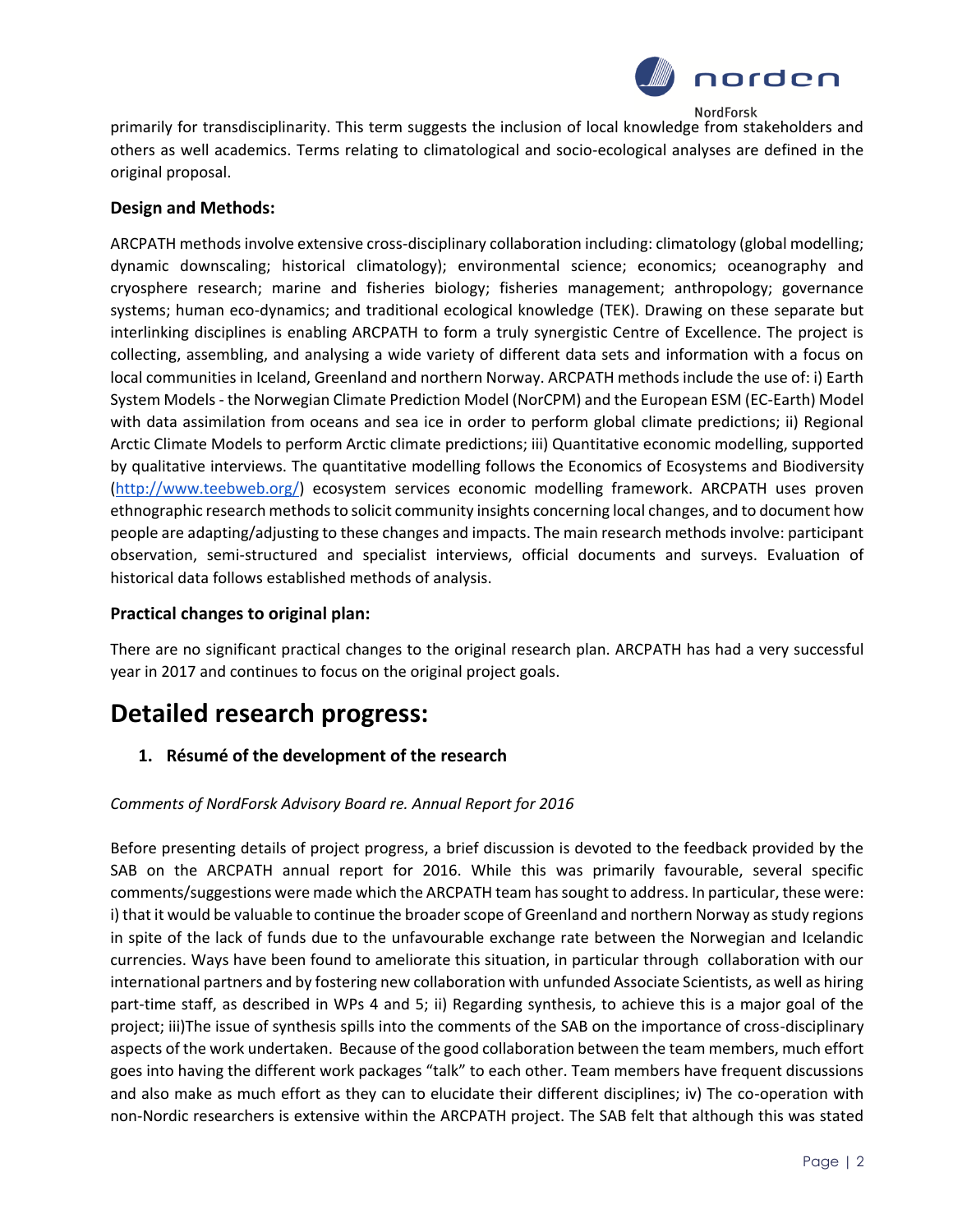primarily for transdisciplinarity. This term suggests the inclusion of local knowledge from stakeholders and others as well academics. Terms relating to climatological and socio-ecological analyses are defined in the original proposal.

### Design and Methods:

ARCPATH methods involve extensive cross-disciplinary collaboration including: climatology (global modelling; dynamic downscaling; historical climatology); environmental science; economics; oceanography and cryosphere research; marine and fisheries biology; fisheries management; anthropology; governance systems; human eco-dynamics; and traditional ecological knowledge (TEK). Drawing on these separate but interlinking disciplines is enabling ARCPATH to form a truly synergistic Centre of Excellence. The project is collecting, assembling, and analysing a wide variety of different data sets and information with a focus on local communities in Iceland, Greenland and northern Norway. ARCPATH methods include the use of: i) Earth System Models - the Norwegian Climate Prediction Model (NorCPM) and the European ESM (EC-Earth) Model with data assimilation from oceans and sea ice in order to perform global climate predictions; ii) Regional Arctic Climate Models to perform Arctic climate predictions; iii) Quantitative economic modelling, supported by qualitative interviews. The quantitative modelling follows the Economics of Ecosystems and Biodiversity (http://www.teebweb.org/) ecosystem services economic modelling framework. ARCPATH uses proven ethnographic research methods to solicit community insights concerning local changes, and to document how people are adapting/adjusting to these changes and impacts. The main research methods involve: participant observation, semi-structured and specialist interviews, official documents and surveys. Evaluation of historical data follows established methods of analysis.

### Practical changes to original plan:

There are no significant practical changes to the original research plan. ARCPATH has had a very successful year in 2017 and continues to focus on the original project goals.

# Detailed research progress:

### 1. Résumé of the development of the research

*Comments of NordForsk Advisory Board re. Annual Report for 2016*

Before presenting details of project progress, a brief discussion is devoted to the feedback provided by the SAB on the ARCPATH annual report for 2016. While this was primarily favourable, several specific comments/suggestions were made which the ARCPATH team has sought to address. In particular, these were: i) that it would be valuable to continue the broader scope of Greenland and northern Norway as study regions in spite of the lack of funds due to the unfavourable exchange rate between the Norwegian and Icelandic currencies. Ways have been found to ameliorate this situation, in particular through collaboration with our international partners and by fostering new collaboration with unfunded Associate Scientists, as well as hiring part-time staff, as described in WPs 4 and 5; ii) Regarding synthesis, to achieve this is a major goal of the project; iii)The issue of synthesis spills into the comments of the SAB on the importance of cross-disciplinary aspects of the work undertaken. Because of the good collaboration between the team members, much effort goes into having the different work packages "talk" to each other. Team members have frequent discussions and also make as much effort as they can to elucidate their different disciplines; iv) The co-operation with non-Nordic researchers is extensive within the ARCPATH project. The SAB felt that although this was stated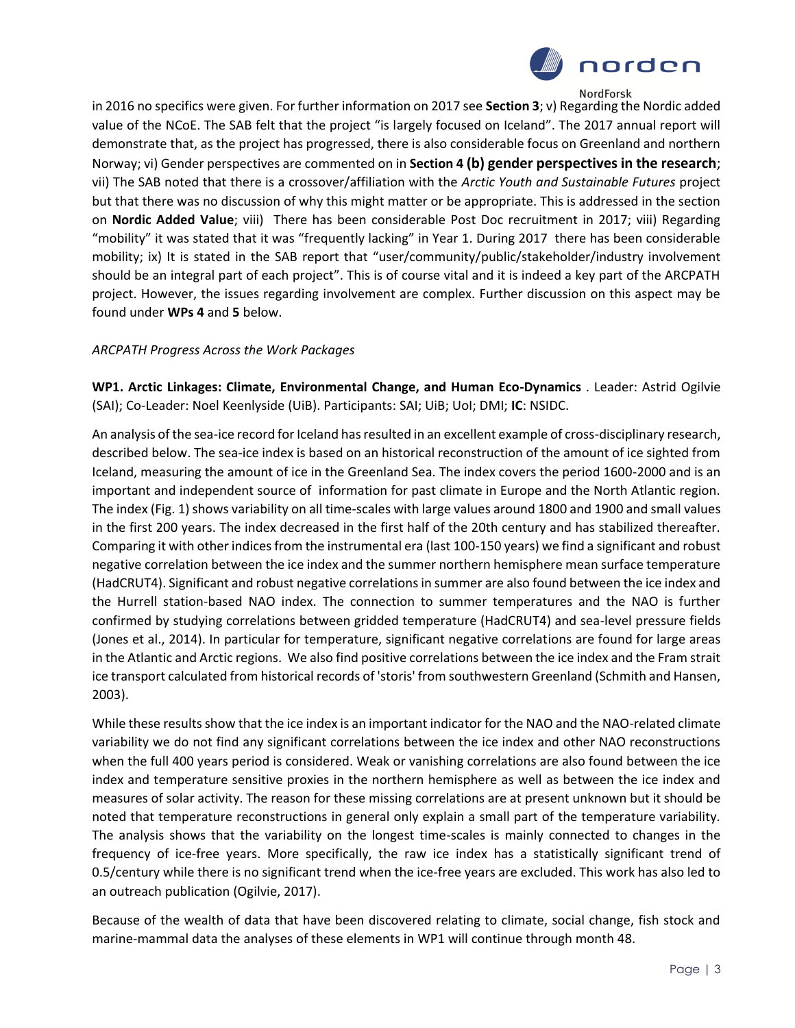in 2016 no specifics were given. For further information on 2017 see **Section 3**; v) Regarding the Nordic added value of the NCoE. The SAB felt that the project "is largely focused on Iceland". The 2017 annual report will demonstrate that, as the project has progressed, there is also considerable focus on Greenland and northern Norway; vi) Gender perspectives are commented on in **Section 4 (b) gender perspectives in the research**; vii) The SAB noted that there is a crossover/affiliation with the *Arctic Youth and Sustainable Futures* project but that there was no discussion of why this might matter or be appropriate. This is addressed in the section on **Nordic Added Value**; viii) There has been considerable Post Doc recruitment in 2017; viii) Regarding "mobility" it was stated that it was "frequently lacking" in Year 1. During 2017 there has been considerable mobility; ix) It is stated in the SAB report that "user/community/public/stakeholder/industry involvement should be an integral part of each project". This is of course vital and it is indeed a key part of the ARCPATH project. However, the issues regarding involvement are complex. Further discussion on this aspect may be found under **WPs 4** and **5** below.

*ARCPATH Progress Across the Work Packages*

**WP1. Arctic Linkages: Climate, Environmental Change, and Human Eco-Dynamics** . Leader: Astrid Ogilvie (SAI); Co-Leader: Noel Keenlyside (UiB). Participants: SAI; UiB; UoI; DMI; **IC**: NSIDC.

An analysis of the sea-ice record for Iceland has resulted in an excellent example of cross-disciplinary research, described below. The sea-ice index is based on an historical reconstruction of the amount of ice sighted from Iceland, measuring the amount of ice in the Greenland Sea. The index covers the period 1600-2000 and is an important and independent source of information for past climate in Europe and the North Atlantic region. The index (Fig. 1) shows variability on all time-scales with large values around 1800 and 1900 and small values in the first 200 years. The index decreased in the first half of the 20th century and has stabilized thereafter. Comparing it with other indices from the instrumental era (last 100-150 years) we find a significant and robust negative correlation between the ice index and the summer northern hemisphere mean surface temperature (HadCRUT4). Significant and robust negative correlations in summer are also found between the ice index and the Hurrell station-based NAO index. The connection to summer temperatures and the NAO is further confirmed by studying correlations between gridded temperature (HadCRUT4) and sea-level pressure fields (Jones et al., 2014). In particular for temperature, significant negative correlations are found for large areas in the Atlantic and Arctic regions. We also find positive correlations between the ice index and the Fram strait ice transport calculated from historical records of 'storis' from southwestern Greenland (Schmith and Hansen, 2003).

While these results show that the ice index is an important indicator for the NAO and the NAO-related climate variability we do not find any significant correlations between the ice index and other NAO reconstructions when the full 400 years period is considered. Weak or vanishing correlations are also found between the ice index and temperature sensitive proxies in the northern hemisphere as well as between the ice index and measures of solar activity. The reason for these missing correlations are at present unknown but it should be noted that temperature reconstructions in general only explain a small part of the temperature variability. The analysis shows that the variability on the longest time-scales is mainly connected to changes in the frequency of ice-free years. More specifically, the raw ice index has a statistically significant trend of 0.5/century while there is no significant trend when the ice-free years are excluded. This work has also led to an outreach publication (Ogilvie, 2017).

Because of the wealth of data that have been discovered relating to climate, social change, fish stock and marine-mammal data the analyses of these elements in WP1 will continue through month 48.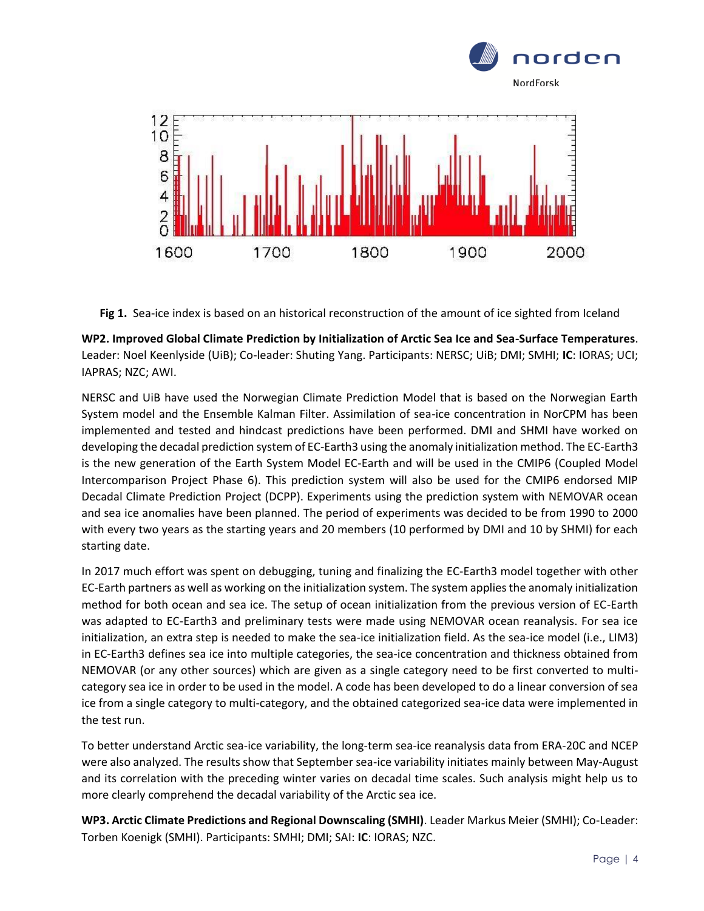**Fig 1.** Sea-ice index is based on an historical reconstruction of the amount of ice sighted from Iceland

**WP2. Improved Global Climate Prediction by Initialization of Arctic Sea Ice and Sea-Surface Temperatures**. Leader: Noel Keenlyside (UiB); Co-leader: Shuting Yang. Participants: NERSC; UiB; DMI; SMHI; **IC**: IORAS; UCI; IAPRAS; NZC; AWI.

NERSC and UiB have used the Norwegian Climate Prediction Model that is based on the Norwegian Earth System model and the Ensemble Kalman Filter. Assimilation of sea-ice concentration in NorCPM has been implemented and tested and hindcast predictions have been performed. DMI and SHMI have worked on developing the decadal prediction system of EC-Earth3 using the anomaly initialization method. The EC-Earth3 is the new generation of the Earth System Model EC-Earth and will be used in the CMIP6 (Coupled Model Intercomparison Project Phase 6). This prediction system will also be used for the CMIP6 endorsed MIP Decadal Climate Prediction Project (DCPP). Experiments using the prediction system with NEMOVAR ocean and sea ice anomalies have been planned. The period of experiments was decided to be from 1990 to 2000 with every two years as the starting years and 20 members (10 performed by DMI and 10 by SHMI) for each starting date.

In 2017 much effort was spent on debugging, tuning and finalizing the EC-Earth3 model together with other EC-Earth partners as well as working on the initialization system. The system applies the anomaly initialization method for both ocean and sea ice. The setup of ocean initialization from the previous version of EC-Earth was adapted to EC-Earth3 and preliminary tests were made using NEMOVAR ocean reanalysis. For sea ice initialization, an extra step is needed to make the sea-ice initialization field. As the sea-ice model (i.e., LIM3) in EC-Earth3 defines sea ice into multiple categories, the sea-ice concentration and thickness obtained from NEMOVAR (or any other sources) which are given as a single category need to be first converted to multi-category sea ice in order to be used in the model. A code has been developed to do a linear conversion of sea ice from a single category to multi-category, and the obtained categorized sea-ice data were implemented in the test run.

To better understand Arctic sea-ice variability, the long-term sea-ice reanalysis data from ERA-20C and NCEP were also analyzed. The results show that September sea-ice variability initiates mainly between May-August and its correlation with the preceding winter varies on decadal time scales. Such analysis might help us to more clearly comprehend the decadal variability of the Arctic sea ice.

**WP3. Arctic Climate Predictions and Regional Downscaling (SMHI)**. Leader Markus Meier (SMHI); Co-Leader: Torben Koenigk (SMHI). Participants: SMHI; DMI; SAI: **IC**: IORAS; NZC.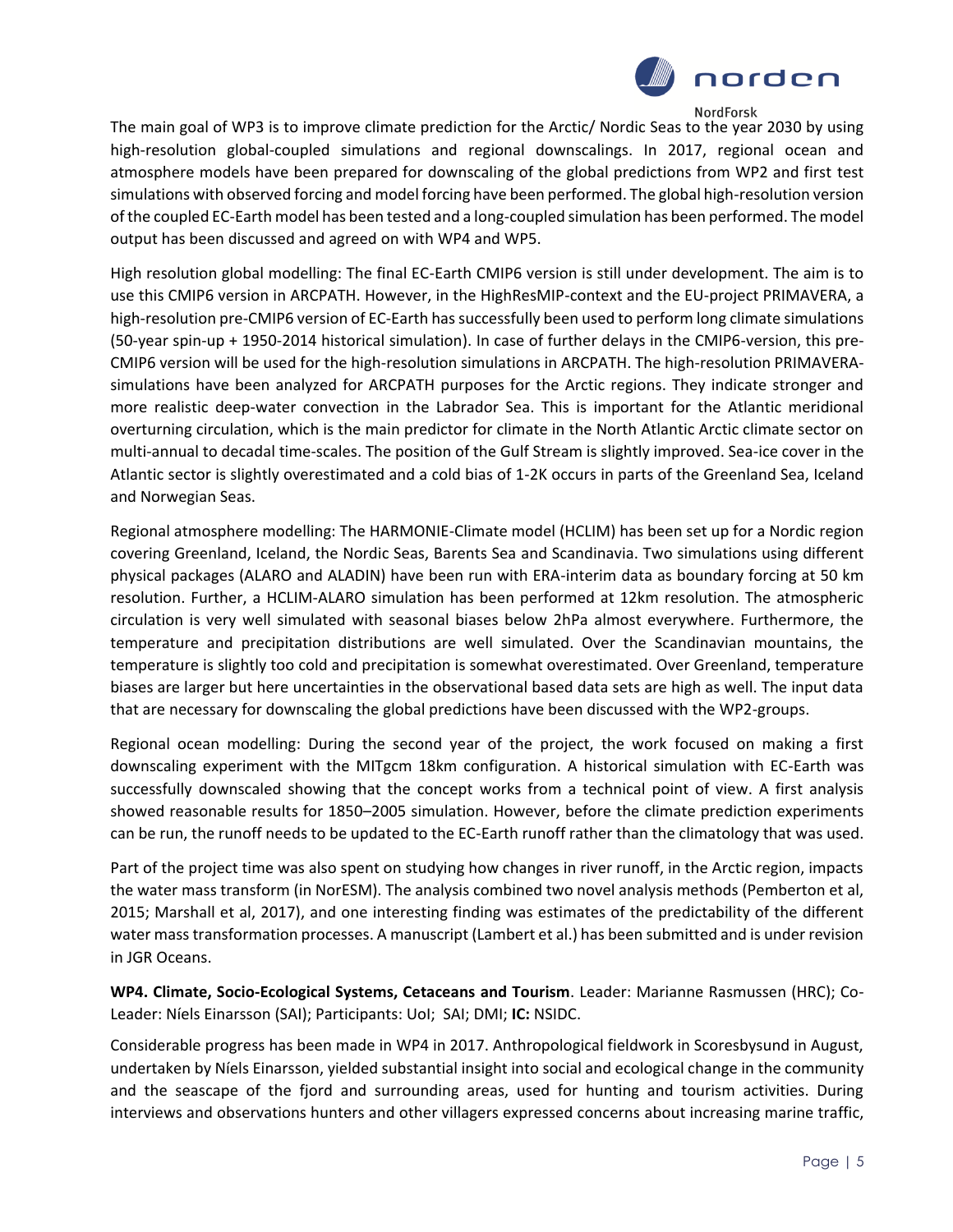The main goal of WP3 is to improve climate prediction for the Arctic/ Nordic Seas to the year 2030 by using high-resolution global-coupled simulations and regional downscalings. In 2017, regional ocean and atmosphere models have been prepared for downscaling of the global predictions from WP2 and first test simulations with observed forcing and model forcing have been performed. The global high-resolution version of the coupled EC-Earth model has been tested and a long-coupled simulation has been performed. The model output has been discussed and agreed on with WP4 and WP5.

High resolution global modelling: The final EC-Earth CMIP6 version is still under development. The aim is to use this CMIP6 version in ARCPATH. However, in the HighResMIP-context and the EU-project PRIMAVERA, a high-resolution pre-CMIP6 version of EC-Earth has successfully been used to perform long climate simulations (50-year spin-up + 1950-2014 historical simulation). In case of further delays in the CMIP6-version, this pre-CMIP6 version will be used for the high-resolution simulations in ARCPATH. The high-resolution PRIMAVERA-simulations have been analyzed for ARCPATH purposes for the Arctic regions. They indicate stronger and more realistic deep-water convection in the Labrador Sea. This is important for the Atlantic meridional overturning circulation, which is the main predictor for climate in the North Atlantic Arctic climate sector on multi-annual to decadal time-scales. The position of the Gulf Stream is slightly improved. Sea-ice cover in the Atlantic sector is slightly overestimated and a cold bias of 1-2K occurs in parts of the Greenland Sea, Iceland and Norwegian Seas.

Regional atmosphere modelling: The HARMONIE-Climate model (HCLIM) has been set up for a Nordic region covering Greenland, Iceland, the Nordic Seas, Barents Sea and Scandinavia. Two simulations using different physical packages (ALARO and ALADIN) have been run with ERA-interim data as boundary forcing at 50 km resolution. Further, a HCLIM-ALARO simulation has been performed at 12km resolution. The atmospheric circulation is very well simulated with seasonal biases below 2hPa almost everywhere. Furthermore, the temperature and precipitation distributions are well simulated. Over the Scandinavian mountains, the temperature is slightly too cold and precipitation is somewhat overestimated. Over Greenland, temperature biases are larger but here uncertainties in the observational based data sets are high as well. The input data that are necessary for downscaling the global predictions have been discussed with the WP2-groups.

Regional ocean modelling: During the second year of the project, the work focused on making a first downscaling experiment with the MITgcm 18km configuration. A historical simulation with EC-Earth was successfully downscaled showing that the concept works from a technical point of view. A first analysis showed reasonable results for 1850–2005 simulation. However, before the climate prediction experiments can be run, the runoff needs to be updated to the EC-Earth runoff rather than the climatology that was used.

Part of the project time was also spent on studying how changes in river runoff, in the Arctic region, impacts the water mass transform (in NorESM). The analysis combined two novel analysis methods (Pemberton et al, 2015; Marshall et al, 2017), and one interesting finding was estimates of the predictability of the different water mass transformation processes. A manuscript (Lambert et al.) has been submitted and is under revision in JGR Oceans.

**WP4. Climate, Socio-Ecological Systems, Cetaceans and Tourism**. Leader: Marianne Rasmussen (HRC); Co-Leader: Níels Einarsson (SAI); Participants: UoI; SAI; DMI; **IC:** NSIDC.

Considerable progress has been made in WP4 in 2017. Anthropological fieldwork in Scoresbysund in August, undertaken by Níels Einarsson, yielded substantial insight into social and ecological change in the community and the seascape of the fjord and surrounding areas, used for hunting and tourism activities. During interviews and observations hunters and other villagers expressed concerns about increasing marine traffic,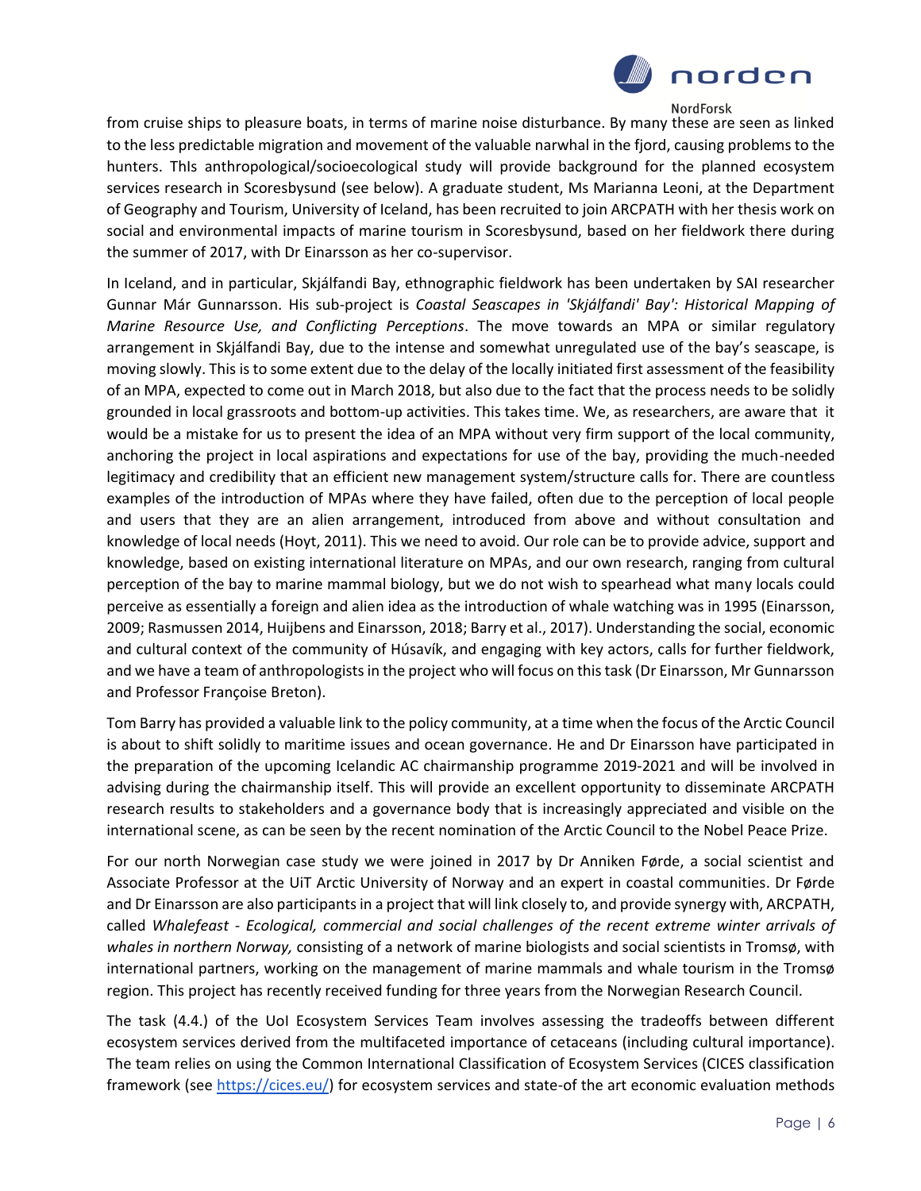from cruise ships to pleasure boats, in terms of marine noise disturbance. By many these are seen as linked to the less predictable migration and movement of the valuable narwhal in the fjord, causing problems to the hunters. ThIs anthropological/socioecological study will provide background for the planned ecosystem services research in Scoresbysund (see below). A graduate student, Ms Marianna Leoni, at the Department of Geography and Tourism, University of Iceland, has been recruited to join ARCPATH with her thesis work on social and environmental impacts of marine tourism in Scoresbysund, based on her fieldwork there during the summer of 2017, with Dr Einarsson as her co-supervisor.

In Iceland, and in particular, Skjálfandi Bay, ethnographic fieldwork has been undertaken by SAI researcher Gunnar Már Gunnarsson. His sub-project is *Coastal Seascapes in 'Skjálfandi' Bay': Historical Mapping of Marine Resource Use, and Conflicting Perceptions*. The move towards an MPA or similar regulatory arrangement in Skjálfandi Bay, due to the intense and somewhat unregulated use of the bay's seascape, is moving slowly. This is to some extent due to the delay of the locally initiated first assessment of the feasibility of an MPA, expected to come out in March 2018, but also due to the fact that the process needs to be solidly grounded in local grassroots and bottom-up activities. This takes time. We, as researchers, are aware that it would be a mistake for us to present the idea of an MPA without very firm support of the local community, anchoring the project in local aspirations and expectations for use of the bay, providing the much-needed legitimacy and credibility that an efficient new management system/structure calls for. There are countless examples of the introduction of MPAs where they have failed, often due to the perception of local people and users that they are an alien arrangement, introduced from above and without consultation and knowledge of local needs (Hoyt, 2011). This we need to avoid. Our role can be to provide advice, support and knowledge, based on existing international literature on MPAs, and our own research, ranging from cultural perception of the bay to marine mammal biology, but we do not wish to spearhead what many locals could perceive as essentially a foreign and alien idea as the introduction of whale watching was in 1995 (Einarsson, 2009; Rasmussen 2014, Huijbens and Einarsson, 2018; Barry et al., 2017). Understanding the social, economic and cultural context of the community of Húsavík, and engaging with key actors, calls for further fieldwork, and we have a team of anthropologists in the project who will focus on this task (Dr Einarsson, Mr Gunnarsson and Professor Françoise Breton).

Tom Barry has provided a valuable link to the policy community, at a time when the focus of the Arctic Council is about to shift solidly to maritime issues and ocean governance. He and Dr Einarsson have participated in the preparation of the upcoming Icelandic AC chairmanship programme 2019-2021 and will be involved in advising during the chairmanship itself. This will provide an excellent opportunity to disseminate ARCPATH research results to stakeholders and a governance body that is increasingly appreciated and visible on the international scene, as can be seen by the recent nomination of the Arctic Council to the Nobel Peace Prize.

For our north Norwegian case study we were joined in 2017 by Dr Anniken Førde, a social scientist and Associate Professor at the UiT Arctic University of Norway and an expert in coastal communities. Dr Førde and Dr Einarsson are also participants in a project that will link closely to, and provide synergy with, ARCPATH, called *Whalefeast - Ecological, commercial and social challenges of the recent extreme winter arrivals of whales in northern Norway,* consisting of a network of marine biologists and social scientists in Tromsø, with international partners, working on the management of marine mammals and whale tourism in the Tromsø region. This project has recently received funding for three years from the Norwegian Research Council.

The task (4.4.) of the UoI Ecosystem Services Team involves assessing the tradeoffs between different ecosystem services derived from the multifaceted importance of cetaceans (including cultural importance). The team relies on using the Common International Classification of Ecosystem Services (CICES classification framework (see https://cices.eu/) for ecosystem services and state-of the art economic evaluation methods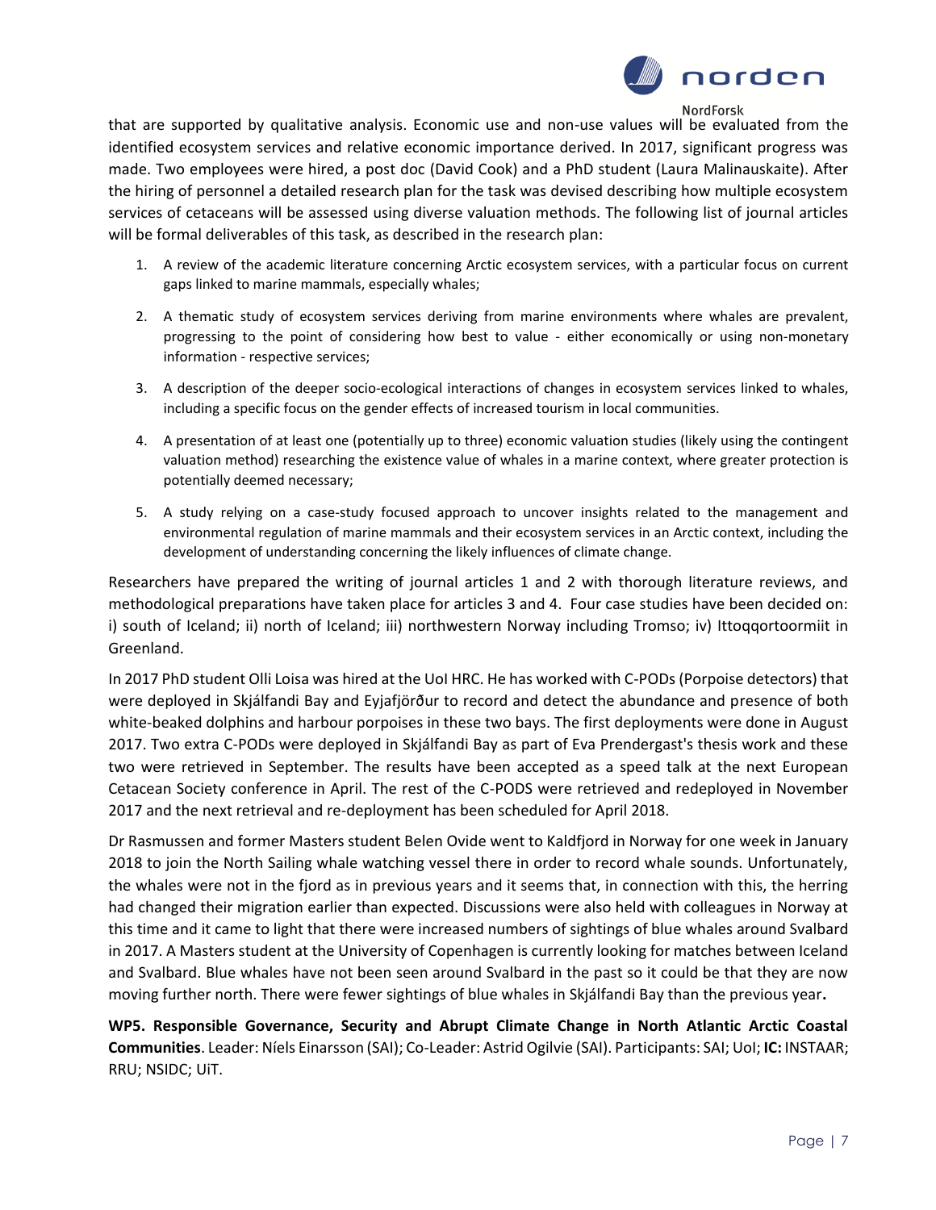that are supported by qualitative analysis. Economic use and non-use values will be evaluated from the identified ecosystem services and relative economic importance derived. In 2017, significant progress was made. Two employees were hired, a post doc (David Cook) and a PhD student (Laura Malinauskaite). After the hiring of personnel a detailed research plan for the task was devised describing how multiple ecosystem services of cetaceans will be assessed using diverse valuation methods. The following list of journal articles will be formal deliverables of this task, as described in the research plan:

1. A review of the academic literature concerning Arctic ecosystem services, with a particular focus on current gaps linked to marine mammals, especially whales;
2. A thematic study of ecosystem services deriving from marine environments where whales are prevalent, progressing to the point of considering how best to value - either economically or using non-monetary information - respective services;
3. A description of the deeper socio-ecological interactions of changes in ecosystem services linked to whales, including a specific focus on the gender effects of increased tourism in local communities.
4. A presentation of at least one (potentially up to three) economic valuation studies (likely using the contingent valuation method) researching the existence value of whales in a marine context, where greater protection is potentially deemed necessary;
5. A study relying on a case-study focused approach to uncover insights related to the management and environmental regulation of marine mammals and their ecosystem services in an Arctic context, including the development of understanding concerning the likely influences of climate change.

Researchers have prepared the writing of journal articles 1 and 2 with thorough literature reviews, and methodological preparations have taken place for articles 3 and 4. Four case studies have been decided on: i) south of Iceland; ii) north of Iceland; iii) northwestern Norway including Tromso; iv) Ittoqqortoormiit in Greenland.

In 2017 PhD student Olli Loisa was hired at the UoI HRC. He has worked with C-PODs (Porpoise detectors) that were deployed in Skjálfandi Bay and Eyjafjörður to record and detect the abundance and presence of both white-beaked dolphins and harbour porpoises in these two bays. The first deployments were done in August 2017. Two extra C-PODs were deployed in Skjálfandi Bay as part of Eva Prendergast's thesis work and these two were retrieved in September. The results have been accepted as a speed talk at the next European Cetacean Society conference in April. The rest of the C-PODS were retrieved and redeployed in November 2017 and the next retrieval and re-deployment has been scheduled for April 2018.

Dr Rasmussen and former Masters student Belen Ovide went to Kaldfjord in Norway for one week in January 2018 to join the North Sailing whale watching vessel there in order to record whale sounds. Unfortunately, the whales were not in the fjord as in previous years and it seems that, in connection with this, the herring had changed their migration earlier than expected. Discussions were also held with colleagues in Norway at this time and it came to light that there were increased numbers of sightings of blue whales around Svalbard in 2017. A Masters student at the University of Copenhagen is currently looking for matches between Iceland and Svalbard. Blue whales have not been seen around Svalbard in the past so it could be that they are now moving further north. There were fewer sightings of blue whales in Skjálfandi Bay than the previous year**.**

**WP5. Responsible Governance, Security and Abrupt Climate Change in North Atlantic Arctic Coastal Communities**. Leader: Níels Einarsson (SAI); Co-Leader: Astrid Ogilvie (SAI). Participants: SAI; UoI; **IC:** INSTAAR; RRU; NSIDC; UiT.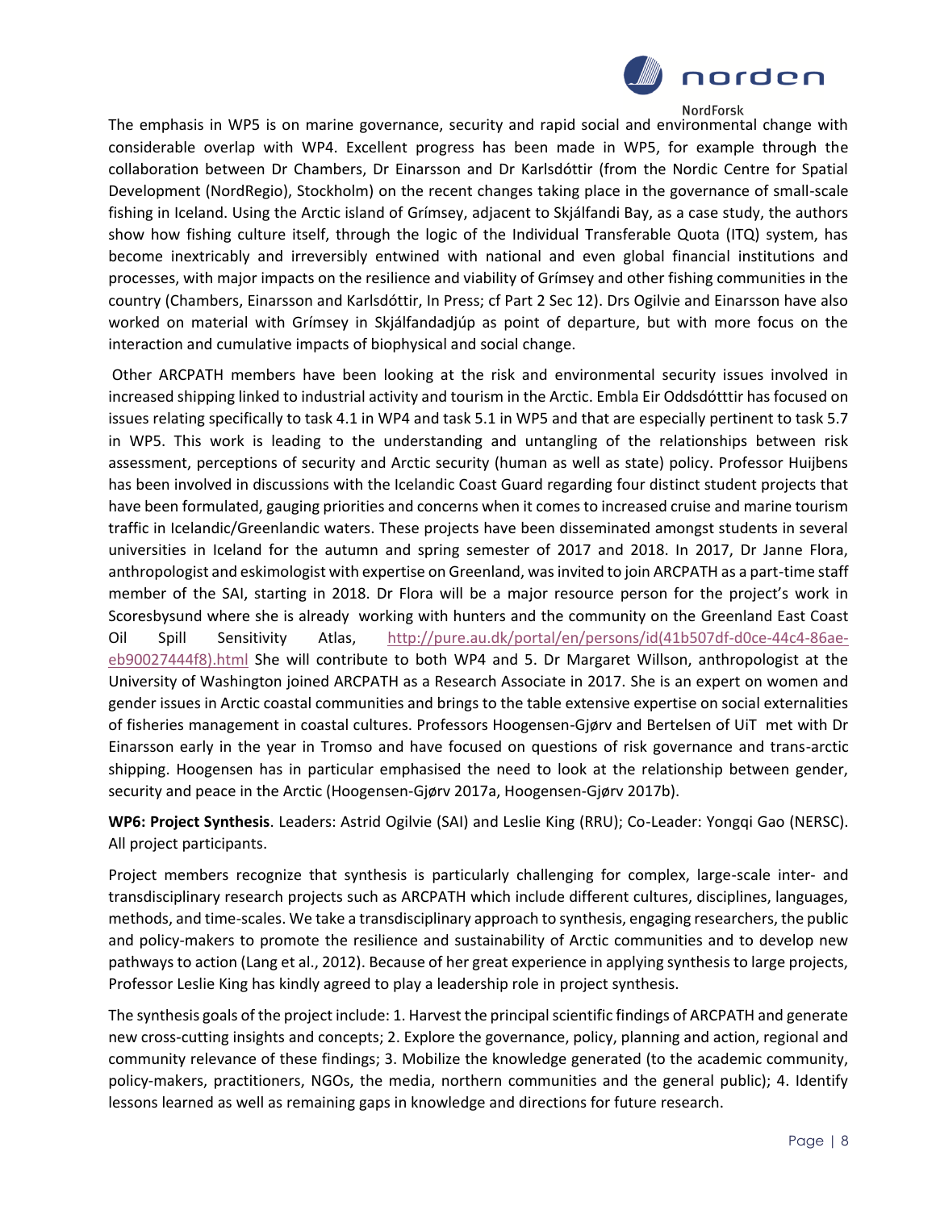The emphasis in WP5 is on marine governance, security and rapid social and environmental change with considerable overlap with WP4. Excellent progress has been made in WP5, for example through the collaboration between Dr Chambers, Dr Einarsson and Dr Karlsdóttir (from the Nordic Centre for Spatial Development (NordRegio), Stockholm) on the recent changes taking place in the governance of small-scale fishing in Iceland. Using the Arctic island of Grímsey, adjacent to Skjálfandi Bay, as a case study, the authors show how fishing culture itself, through the logic of the Individual Transferable Quota (ITQ) system, has become inextricably and irreversibly entwined with national and even global financial institutions and processes, with major impacts on the resilience and viability of Grímsey and other fishing communities in the country (Chambers, Einarsson and Karlsdóttir, In Press; cf Part 2 Sec 12). Drs Ogilvie and Einarsson have also worked on material with Grímsey in Skjálfandadjúp as point of departure, but with more focus on the interaction and cumulative impacts of biophysical and social change.

Other ARCPATH members have been looking at the risk and environmental security issues involved in increased shipping linked to industrial activity and tourism in the Arctic. Embla Eir Oddsdótttir has focused on issues relating specifically to task 4.1 in WP4 and task 5.1 in WP5 and that are especially pertinent to task 5.7 in WP5. This work is leading to the understanding and untangling of the relationships between risk assessment, perceptions of security and Arctic security (human as well as state) policy. Professor Huijbens has been involved in discussions with the Icelandic Coast Guard regarding four distinct student projects that have been formulated, gauging priorities and concerns when it comes to increased cruise and marine tourism traffic in Icelandic/Greenlandic waters. These projects have been disseminated amongst students in several universities in Iceland for the autumn and spring semester of 2017 and 2018. In 2017, Dr Janne Flora, anthropologist and eskimologist with expertise on Greenland, was invited to join ARCPATH as a part-time staff member of the SAI, starting in 2018. Dr Flora will be a major resource person for the project's work in Scoresbysund where she is already working with hunters and the community on the Greenland East Coast Oil Spill Sensitivity Atlas, http://pure.au.dk/portal/en/persons/id(41b507df-d0ce-44c4-86ae-eb90027444f8).html She will contribute to both WP4 and 5. Dr Margaret Willson, anthropologist at the University of Washington joined ARCPATH as a Research Associate in 2017. She is an expert on women and gender issues in Arctic coastal communities and brings to the table extensive expertise on social externalities of fisheries management in coastal cultures. Professors Hoogensen-Gjørv and Bertelsen of UiT met with Dr Einarsson early in the year in Tromso and have focused on questions of risk governance and trans-arctic shipping. Hoogensen has in particular emphasised the need to look at the relationship between gender, security and peace in the Arctic (Hoogensen-Gjørv 2017a, Hoogensen-Gjørv 2017b).

**WP6: Project Synthesis**. Leaders: Astrid Ogilvie (SAI) and Leslie King (RRU); Co-Leader: Yongqi Gao (NERSC). All project participants.

Project members recognize that synthesis is particularly challenging for complex, large-scale inter- and transdisciplinary research projects such as ARCPATH which include different cultures, disciplines, languages, methods, and time-scales. We take a transdisciplinary approach to synthesis, engaging researchers, the public and policy-makers to promote the resilience and sustainability of Arctic communities and to develop new pathways to action (Lang et al., 2012). Because of her great experience in applying synthesis to large projects, Professor Leslie King has kindly agreed to play a leadership role in project synthesis.

The synthesis goals of the project include: 1. Harvest the principal scientific findings of ARCPATH and generate new cross-cutting insights and concepts; 2. Explore the governance, policy, planning and action, regional and community relevance of these findings; 3. Mobilize the knowledge generated (to the academic community, policy-makers, practitioners, NGOs, the media, northern communities and the general public); 4. Identify lessons learned as well as remaining gaps in knowledge and directions for future research.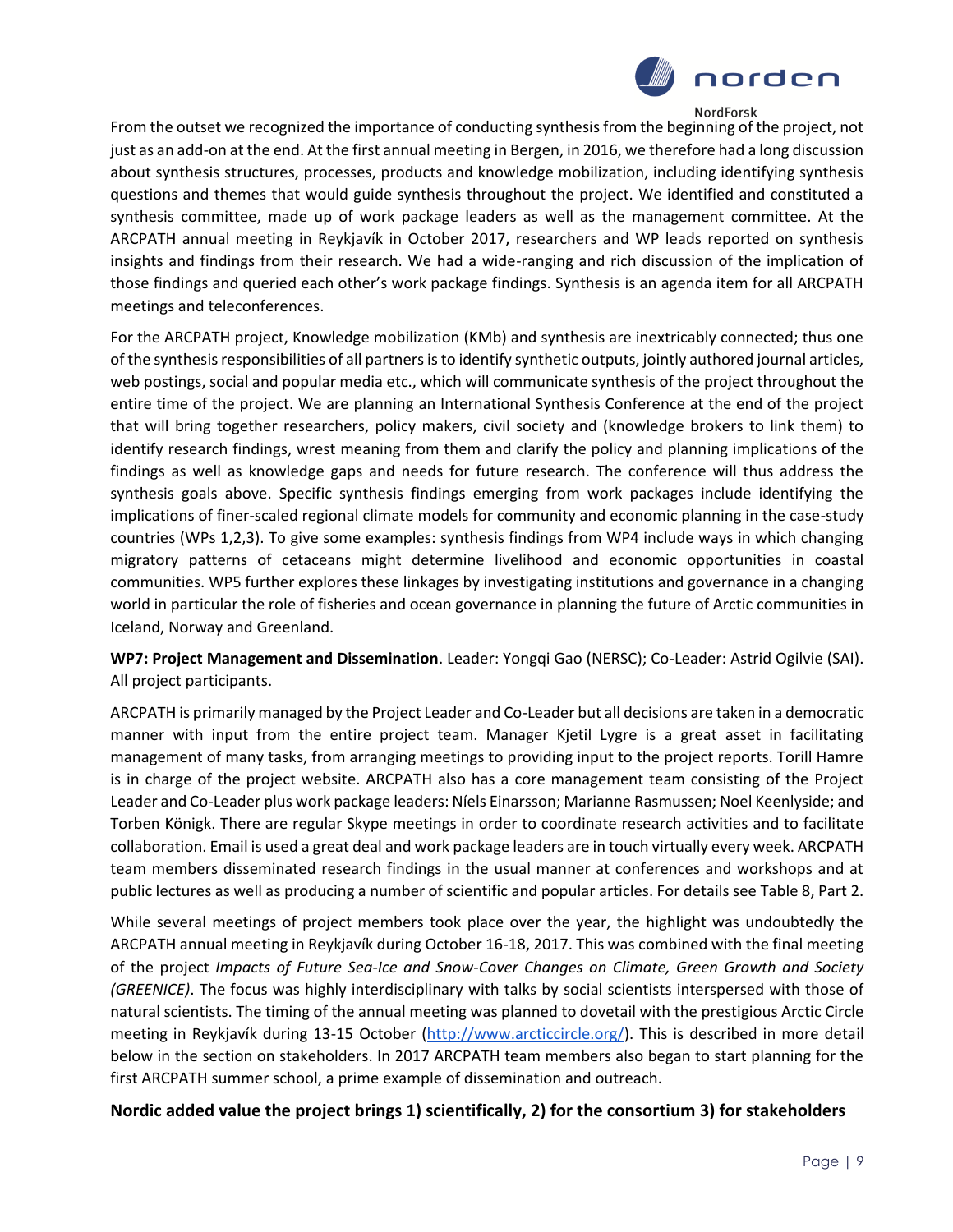From the outset we recognized the importance of conducting synthesis from the beginning of the project, not just as an add-on at the end. At the first annual meeting in Bergen, in 2016, we therefore had a long discussion about synthesis structures, processes, products and knowledge mobilization, including identifying synthesis questions and themes that would guide synthesis throughout the project. We identified and constituted a synthesis committee, made up of work package leaders as well as the management committee. At the ARCPATH annual meeting in Reykjavík in October 2017, researchers and WP leads reported on synthesis insights and findings from their research. We had a wide-ranging and rich discussion of the implication of those findings and queried each other's work package findings. Synthesis is an agenda item for all ARCPATH meetings and teleconferences.

For the ARCPATH project, Knowledge mobilization (KMb) and synthesis are inextricably connected; thus one of the synthesis responsibilities of all partners is to identify synthetic outputs, jointly authored journal articles, web postings, social and popular media etc., which will communicate synthesis of the project throughout the entire time of the project. We are planning an International Synthesis Conference at the end of the project that will bring together researchers, policy makers, civil society and (knowledge brokers to link them) to identify research findings, wrest meaning from them and clarify the policy and planning implications of the findings as well as knowledge gaps and needs for future research. The conference will thus address the synthesis goals above. Specific synthesis findings emerging from work packages include identifying the implications of finer-scaled regional climate models for community and economic planning in the case-study countries (WPs 1,2,3). To give some examples: synthesis findings from WP4 include ways in which changing migratory patterns of cetaceans might determine livelihood and economic opportunities in coastal communities. WP5 further explores these linkages by investigating institutions and governance in a changing world in particular the role of fisheries and ocean governance in planning the future of Arctic communities in Iceland, Norway and Greenland.

**WP7: Project Management and Dissemination**. Leader: Yongqi Gao (NERSC); Co-Leader: Astrid Ogilvie (SAI). All project participants.

ARCPATH is primarily managed by the Project Leader and Co-Leader but all decisions are taken in a democratic manner with input from the entire project team. Manager Kjetil Lygre is a great asset in facilitating management of many tasks, from arranging meetings to providing input to the project reports. Torill Hamre is in charge of the project website. ARCPATH also has a core management team consisting of the Project Leader and Co-Leader plus work package leaders: Níels Einarsson; Marianne Rasmussen; Noel Keenlyside; and Torben Königk. There are regular Skype meetings in order to coordinate research activities and to facilitate collaboration. Email is used a great deal and work package leaders are in touch virtually every week. ARCPATH team members disseminated research findings in the usual manner at conferences and workshops and at public lectures as well as producing a number of scientific and popular articles. For details see Table 8, Part 2.

While several meetings of project members took place over the year, the highlight was undoubtedly the ARCPATH annual meeting in Reykjavík during October 16-18, 2017. This was combined with the final meeting of the project *Impacts of Future Sea-Ice and Snow-Cover Changes on Climate, Green Growth and Society (GREENICE)*. The focus was highly interdisciplinary with talks by social scientists interspersed with those of natural scientists. The timing of the annual meeting was planned to dovetail with the prestigious Arctic Circle meeting in Reykjavík during 13-15 October (http://www.arcticcircle.org/). This is described in more detail below in the section on stakeholders. In 2017 ARCPATH team members also began to start planning for the first ARCPATH summer school, a prime example of dissemination and outreach.

### Nordic added value the project brings 1) scientifically, 2) for the consortium 3) for stakeholders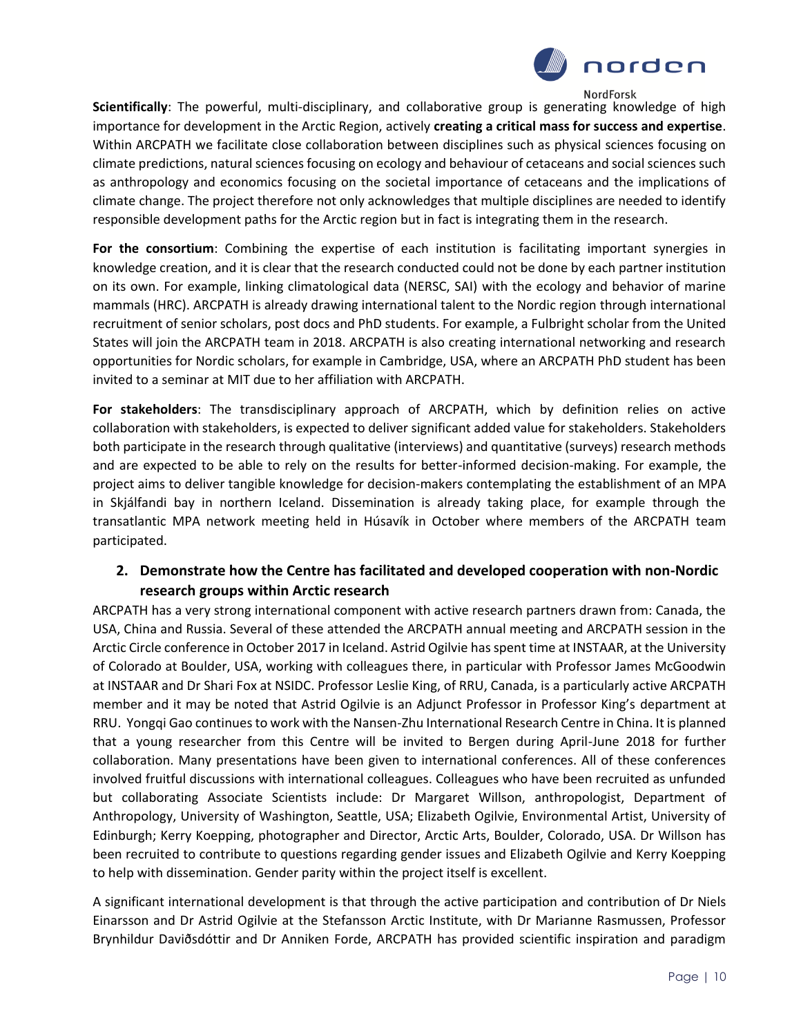**Scientifically**: The powerful, multi-disciplinary, and collaborative group is generating knowledge of high importance for development in the Arctic Region, actively **creating a critical mass for success and expertise**. Within ARCPATH we facilitate close collaboration between disciplines such as physical sciences focusing on climate predictions, natural sciences focusing on ecology and behaviour of cetaceans and social sciences such as anthropology and economics focusing on the societal importance of cetaceans and the implications of climate change. The project therefore not only acknowledges that multiple disciplines are needed to identify responsible development paths for the Arctic region but in fact is integrating them in the research.

**For the consortium**: Combining the expertise of each institution is facilitating important synergies in knowledge creation, and it is clear that the research conducted could not be done by each partner institution on its own. For example, linking climatological data (NERSC, SAI) with the ecology and behavior of marine mammals (HRC). ARCPATH is already drawing international talent to the Nordic region through international recruitment of senior scholars, post docs and PhD students. For example, a Fulbright scholar from the United States will join the ARCPATH team in 2018. ARCPATH is also creating international networking and research opportunities for Nordic scholars, for example in Cambridge, USA, where an ARCPATH PhD student has been invited to a seminar at MIT due to her affiliation with ARCPATH.

**For stakeholders**: The transdisciplinary approach of ARCPATH, which by definition relies on active collaboration with stakeholders, is expected to deliver significant added value for stakeholders. Stakeholders both participate in the research through qualitative (interviews) and quantitative (surveys) research methods and are expected to be able to rely on the results for better-informed decision-making. For example, the project aims to deliver tangible knowledge for decision-makers contemplating the establishment of an MPA in Skjálfandi bay in northern Iceland. Dissemination is already taking place, for example through the transatlantic MPA network meeting held in Húsavík in October where members of the ARCPATH team participated.

## 2. Demonstrate how the Centre has facilitated and developed cooperation with non-Nordic research groups within Arctic research

ARCPATH has a very strong international component with active research partners drawn from: Canada, the USA, China and Russia. Several of these attended the ARCPATH annual meeting and ARCPATH session in the Arctic Circle conference in October 2017 in Iceland. Astrid Ogilvie has spent time at INSTAAR, at the University of Colorado at Boulder, USA, working with colleagues there, in particular with Professor James McGoodwin at INSTAAR and Dr Shari Fox at NSIDC. Professor Leslie King, of RRU, Canada, is a particularly active ARCPATH member and it may be noted that Astrid Ogilvie is an Adjunct Professor in Professor King's department at RRU. Yongqi Gao continues to work with the Nansen-Zhu International Research Centre in China. It is planned that a young researcher from this Centre will be invited to Bergen during April-June 2018 for further collaboration. Many presentations have been given to international conferences. All of these conferences involved fruitful discussions with international colleagues. Colleagues who have been recruited as unfunded but collaborating Associate Scientists include: Dr Margaret Willson, anthropologist, Department of Anthropology, University of Washington, Seattle, USA; Elizabeth Ogilvie, Environmental Artist, University of Edinburgh; Kerry Koepping, photographer and Director, Arctic Arts, Boulder, Colorado, USA. Dr Willson has been recruited to contribute to questions regarding gender issues and Elizabeth Ogilvie and Kerry Koepping to help with dissemination. Gender parity within the project itself is excellent.

A significant international development is that through the active participation and contribution of Dr Niels Einarsson and Dr Astrid Ogilvie at the Stefansson Arctic Institute, with Dr Marianne Rasmussen, Professor Brynhildur Davíðsdóttir and Dr Anniken Forde, ARCPATH has provided scientific inspiration and paradigm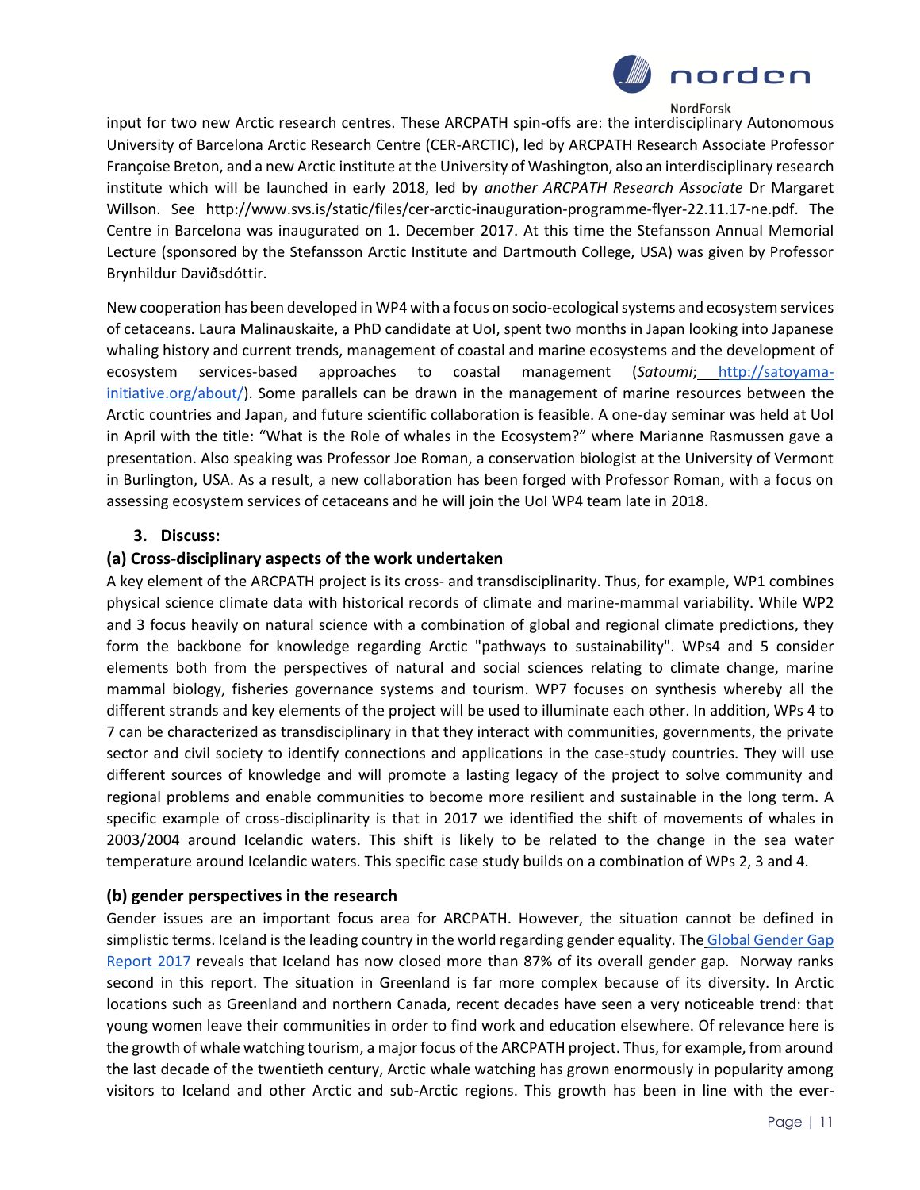input for two new Arctic research centres. These ARCPATH spin-offs are: the interdisciplinary Autonomous University of Barcelona Arctic Research Centre (CER-ARCTIC), led by ARCPATH Research Associate Professor Françoise Breton, and a new Arctic institute at the University of Washington, also an interdisciplinary research institute which will be launched in early 2018, led by *another ARCPATH Research Associate* Dr Margaret Willson. See http://www.svs.is/static/files/cer-arctic-inauguration-programme-flyer-22.11.17-ne.pdf. The Centre in Barcelona was inaugurated on 1. December 2017. At this time the Stefansson Annual Memorial Lecture (sponsored by the Stefansson Arctic Institute and Dartmouth College, USA) was given by Professor Brynhildur Daviðsdóttir.

New cooperation has been developed in WP4 with a focus on socio-ecological systems and ecosystem services of cetaceans. Laura Malinauskaite, a PhD candidate at UoI, spent two months in Japan looking into Japanese whaling history and current trends, management of coastal and marine ecosystems and the development of ecosystem services-based approaches to coastal management (*Satoumi*; http://satoyama-initiative.org/about/). Some parallels can be drawn in the management of marine resources between the Arctic countries and Japan, and future scientific collaboration is feasible. A one-day seminar was held at UoI in April with the title: "What is the Role of whales in the Ecosystem?" where Marianne Rasmussen gave a presentation. Also speaking was Professor Joe Roman, a conservation biologist at the University of Vermont in Burlington, USA. As a result, a new collaboration has been forged with Professor Roman, with a focus on assessing ecosystem services of cetaceans and he will join the UoI WP4 team late in 2018.

### 3. Discuss:

### (a) Cross-disciplinary aspects of the work undertaken

A key element of the ARCPATH project is its cross- and transdisciplinarity. Thus, for example, WP1 combines physical science climate data with historical records of climate and marine-mammal variability. While WP2 and 3 focus heavily on natural science with a combination of global and regional climate predictions, they form the backbone for knowledge regarding Arctic "pathways to sustainability". WPs4 and 5 consider elements both from the perspectives of natural and social sciences relating to climate change, marine mammal biology, fisheries governance systems and tourism. WP7 focuses on synthesis whereby all the different strands and key elements of the project will be used to illuminate each other. In addition, WPs 4 to 7 can be characterized as transdisciplinary in that they interact with communities, governments, the private sector and civil society to identify connections and applications in the case-study countries. They will use different sources of knowledge and will promote a lasting legacy of the project to solve community and regional problems and enable communities to become more resilient and sustainable in the long term. A specific example of cross-disciplinarity is that in 2017 we identified the shift of movements of whales in 2003/2004 around Icelandic waters. This shift is likely to be related to the change in the sea water temperature around Icelandic waters. This specific case study builds on a combination of WPs 2, 3 and 4.

### (b) gender perspectives in the research

Gender issues are an important focus area for ARCPATH. However, the situation cannot be defined in simplistic terms. Iceland is the leading country in the world regarding gender equality. The Global Gender Gap Report 2017 reveals that Iceland has now closed more than 87% of its overall gender gap. Norway ranks second in this report. The situation in Greenland is far more complex because of its diversity. In Arctic locations such as Greenland and northern Canada, recent decades have seen a very noticeable trend: that young women leave their communities in order to find work and education elsewhere. Of relevance here is the growth of whale watching tourism, a major focus of the ARCPATH project. Thus, for example, from around the last decade of the twentieth century, Arctic whale watching has grown enormously in popularity among visitors to Iceland and other Arctic and sub-Arctic regions. This growth has been in line with the ever-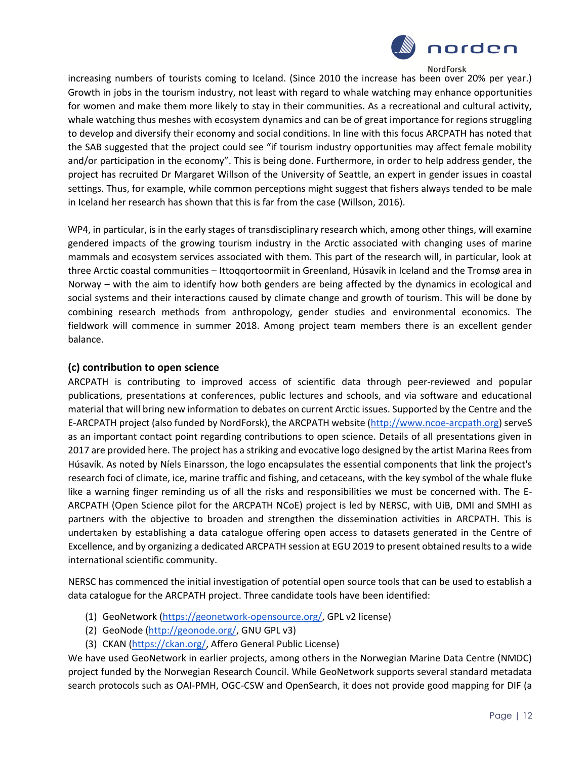increasing numbers of tourists coming to Iceland. (Since 2010 the increase has been over 20% per year.) Growth in jobs in the tourism industry, not least with regard to whale watching may enhance opportunities for women and make them more likely to stay in their communities. As a recreational and cultural activity, whale watching thus meshes with ecosystem dynamics and can be of great importance for regions struggling to develop and diversify their economy and social conditions. In line with this focus ARCPATH has noted that the SAB suggested that the project could see "if tourism industry opportunities may affect female mobility and/or participation in the economy". This is being done. Furthermore, in order to help address gender, the project has recruited Dr Margaret Willson of the University of Seattle, an expert in gender issues in coastal settings. Thus, for example, while common perceptions might suggest that fishers always tended to be male in Iceland her research has shown that this is far from the case (Willson, 2016).

WP4, in particular, is in the early stages of transdisciplinary research which, among other things, will examine gendered impacts of the growing tourism industry in the Arctic associated with changing uses of marine mammals and ecosystem services associated with them. This part of the research will, in particular, look at three Arctic coastal communities – Ittoqqortoormiit in Greenland, Húsavík in Iceland and the Tromsø area in Norway – with the aim to identify how both genders are being affected by the dynamics in ecological and social systems and their interactions caused by climate change and growth of tourism. This will be done by combining research methods from anthropology, gender studies and environmental economics. The fieldwork will commence in summer 2018. Among project team members there is an excellent gender balance.

### (c) contribution to open science

ARCPATH is contributing to improved access of scientific data through peer-reviewed and popular publications, presentations at conferences, public lectures and schools, and via software and educational material that will bring new information to debates on current Arctic issues. Supported by the Centre and the E-ARCPATH project (also funded by NordForsk), the ARCPATH website (http://www.ncoe-arcpath.org) serveS as an important contact point regarding contributions to open science. Details of all presentations given in 2017 are provided here. The project has a striking and evocative logo designed by the artist Marina Rees from Húsavík. As noted by Níels Einarsson, the logo encapsulates the essential components that link the project's research foci of climate, ice, marine traffic and fishing, and cetaceans, with the key symbol of the whale fluke like a warning finger reminding us of all the risks and responsibilities we must be concerned with. The E-ARCPATH (Open Science pilot for the ARCPATH NCoE) project is led by NERSC, with UiB, DMI and SMHI as partners with the objective to broaden and strengthen the dissemination activities in ARCPATH. This is undertaken by establishing a data catalogue offering open access to datasets generated in the Centre of Excellence, and by organizing a dedicated ARCPATH session at EGU 2019 to present obtained results to a wide international scientific community.

NERSC has commenced the initial investigation of potential open source tools that can be used to establish a data catalogue for the ARCPATH project. Three candidate tools have been identified:

1. GeoNetwork (https://geonetwork-opensource.org/, GPL v2 license)
2. GeoNode (http://geonode.org/, GNU GPL v3)
3. CKAN (https://ckan.org/, Affero General Public License)

We have used GeoNetwork in earlier projects, among others in the Norwegian Marine Data Centre (NMDC) project funded by the Norwegian Research Council. While GeoNetwork supports several standard metadata search protocols such as OAI-PMH, OGC-CSW and OpenSearch, it does not provide good mapping for DIF (a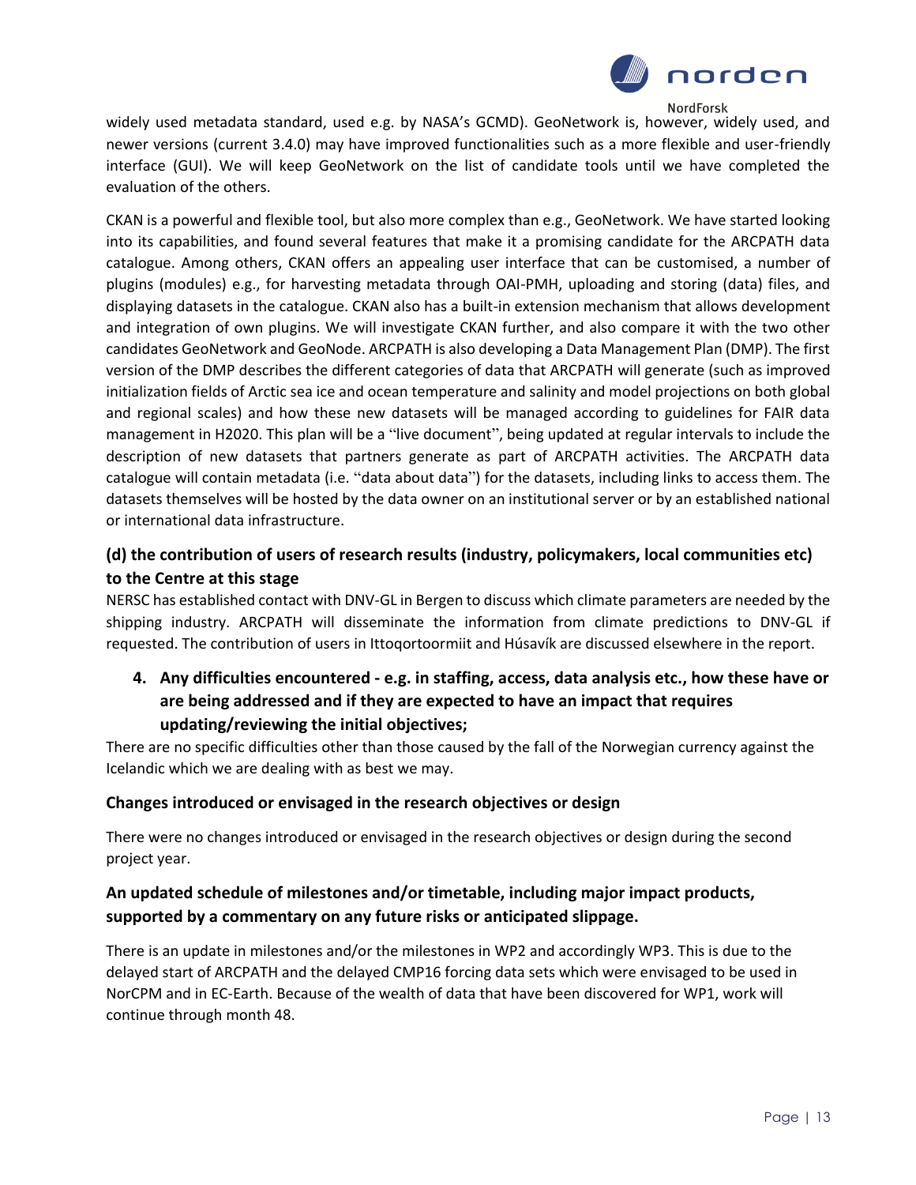widely used metadata standard, used e.g. by NASA's GCMD). GeoNetwork is, however, widely used, and newer versions (current 3.4.0) may have improved functionalities such as a more flexible and user-friendly interface (GUI). We will keep GeoNetwork on the list of candidate tools until we have completed the evaluation of the others.

CKAN is a powerful and flexible tool, but also more complex than e.g., GeoNetwork. We have started looking into its capabilities, and found several features that make it a promising candidate for the ARCPATH data catalogue. Among others, CKAN offers an appealing user interface that can be customised, a number of plugins (modules) e.g., for harvesting metadata through OAI-PMH, uploading and storing (data) files, and displaying datasets in the catalogue. CKAN also has a built-in extension mechanism that allows development and integration of own plugins. We will investigate CKAN further, and also compare it with the two other candidates GeoNetwork and GeoNode. ARCPATH is also developing a Data Management Plan (DMP). The first version of the DMP describes the different categories of data that ARCPATH will generate (such as improved initialization fields of Arctic sea ice and ocean temperature and salinity and model projections on both global and regional scales) and how these new datasets will be managed according to guidelines for FAIR data management in H2020. This plan will be a "live document", being updated at regular intervals to include the description of new datasets that partners generate as part of ARCPATH activities. The ARCPATH data catalogue will contain metadata (i.e. "data about data") for the datasets, including links to access them. The datasets themselves will be hosted by the data owner on an institutional server or by an established national or international data infrastructure.

### (d) the contribution of users of research results (industry, policymakers, local communities etc) to the Centre at this stage

NERSC has established contact with DNV-GL in Bergen to discuss which climate parameters are needed by the shipping industry. ARCPATH will disseminate the information from climate predictions to DNV-GL if requested. The contribution of users in Ittoqortoormiit and Húsavík are discussed elsewhere in the report.

### 4. Any difficulties encountered - e.g. in staffing, access, data analysis etc., how these have or are being addressed and if they are expected to have an impact that requires updating/reviewing the initial objectives;

There are no specific difficulties other than those caused by the fall of the Norwegian currency against the Icelandic which we are dealing with as best we may.

### Changes introduced or envisaged in the research objectives or design

There were no changes introduced or envisaged in the research objectives or design during the second project year.

### An updated schedule of milestones and/or timetable, including major impact products, supported by a commentary on any future risks or anticipated slippage.

There is an update in milestones and/or the milestones in WP2 and accordingly WP3. This is due to the delayed start of ARCPATH and the delayed CMP16 forcing data sets which were envisaged to be used in NorCPM and in EC-Earth. Because of the wealth of data that have been discovered for WP1, work will continue through month 48.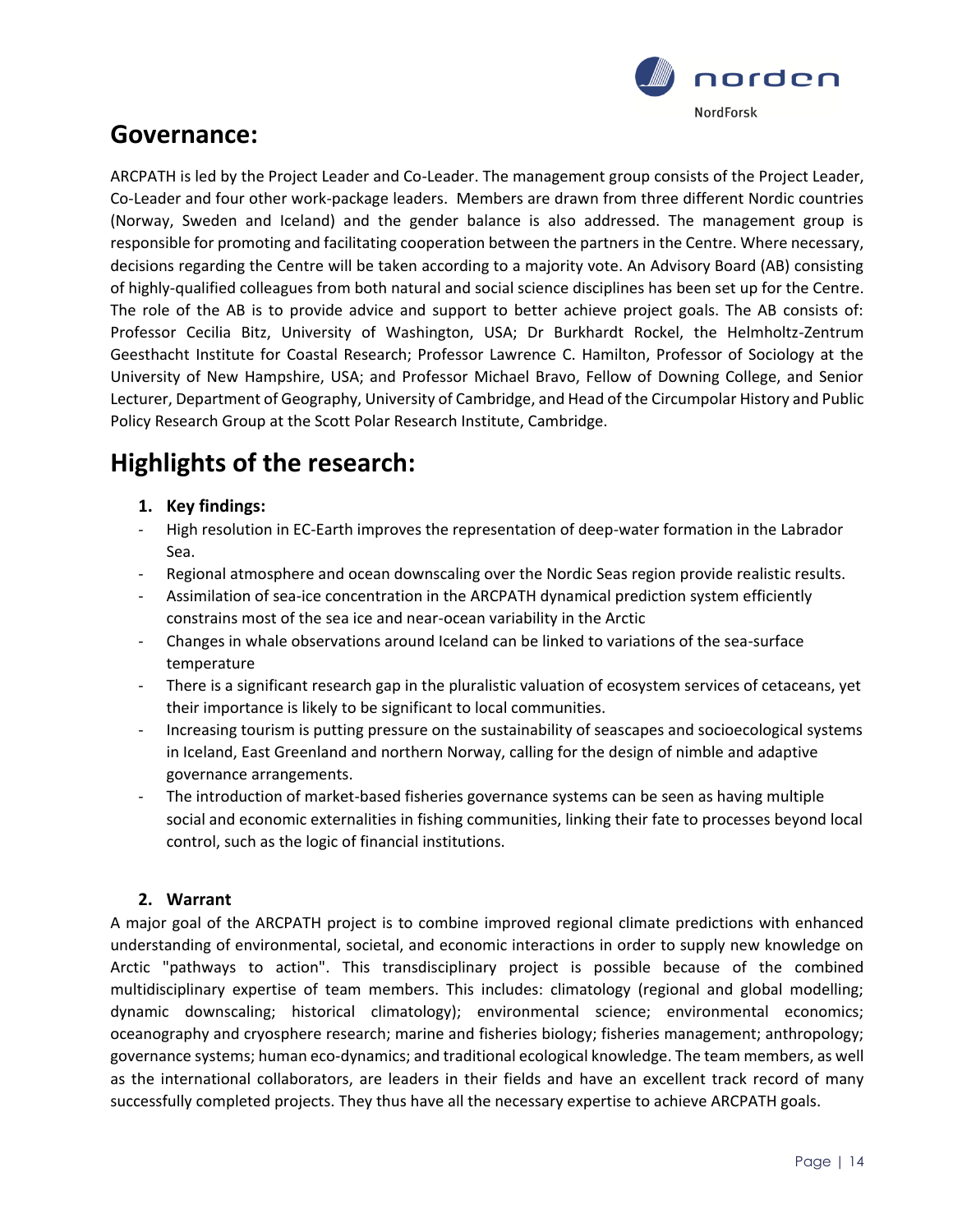## Governance:

ARCPATH is led by the Project Leader and Co-Leader. The management group consists of the Project Leader, Co-Leader and four other work-package leaders. Members are drawn from three different Nordic countries (Norway, Sweden and Iceland) and the gender balance is also addressed. The management group is responsible for promoting and facilitating cooperation between the partners in the Centre. Where necessary, decisions regarding the Centre will be taken according to a majority vote. An Advisory Board (AB) consisting of highly-qualified colleagues from both natural and social science disciplines has been set up for the Centre. The role of the AB is to provide advice and support to better achieve project goals. The AB consists of: Professor Cecilia Bitz, University of Washington, USA; Dr Burkhardt Rockel, the Helmholtz-Zentrum Geesthacht Institute for Coastal Research; Professor Lawrence C. Hamilton, Professor of Sociology at the University of New Hampshire, USA; and Professor Michael Bravo, Fellow of Downing College, and Senior Lecturer, Department of Geography, University of Cambridge, and Head of the Circumpolar History and Public Policy Research Group at the Scott Polar Research Institute, Cambridge.

## Highlights of the research:

1. **Key findings:**

- High resolution in EC-Earth improves the representation of deep-water formation in the Labrador Sea.
- Regional atmosphere and ocean downscaling over the Nordic Seas region provide realistic results.
- Assimilation of sea-ice concentration in the ARCPATH dynamical prediction system efficiently constrains most of the sea ice and near-ocean variability in the Arctic
- Changes in whale observations around Iceland can be linked to variations of the sea-surface temperature
- There is a significant research gap in the pluralistic valuation of ecosystem services of cetaceans, yet their importance is likely to be significant to local communities.
- Increasing tourism is putting pressure on the sustainability of seascapes and socioecological systems in Iceland, East Greenland and northern Norway, calling for the design of nimble and adaptive governance arrangements.
- The introduction of market-based fisheries governance systems can be seen as having multiple social and economic externalities in fishing communities, linking their fate to processes beyond local control, such as the logic of financial institutions.

2. **Warrant**

A major goal of the ARCPATH project is to combine improved regional climate predictions with enhanced understanding of environmental, societal, and economic interactions in order to supply new knowledge on Arctic "pathways to action". This transdisciplinary project is possible because of the combined multidisciplinary expertise of team members. This includes: climatology (regional and global modelling; dynamic downscaling; historical climatology); environmental science; environmental economics; oceanography and cryosphere research; marine and fisheries biology; fisheries management; anthropology; governance systems; human eco-dynamics; and traditional ecological knowledge. The team members, as well as the international collaborators, are leaders in their fields and have an excellent track record of many successfully completed projects. They thus have all the necessary expertise to achieve ARCPATH goals.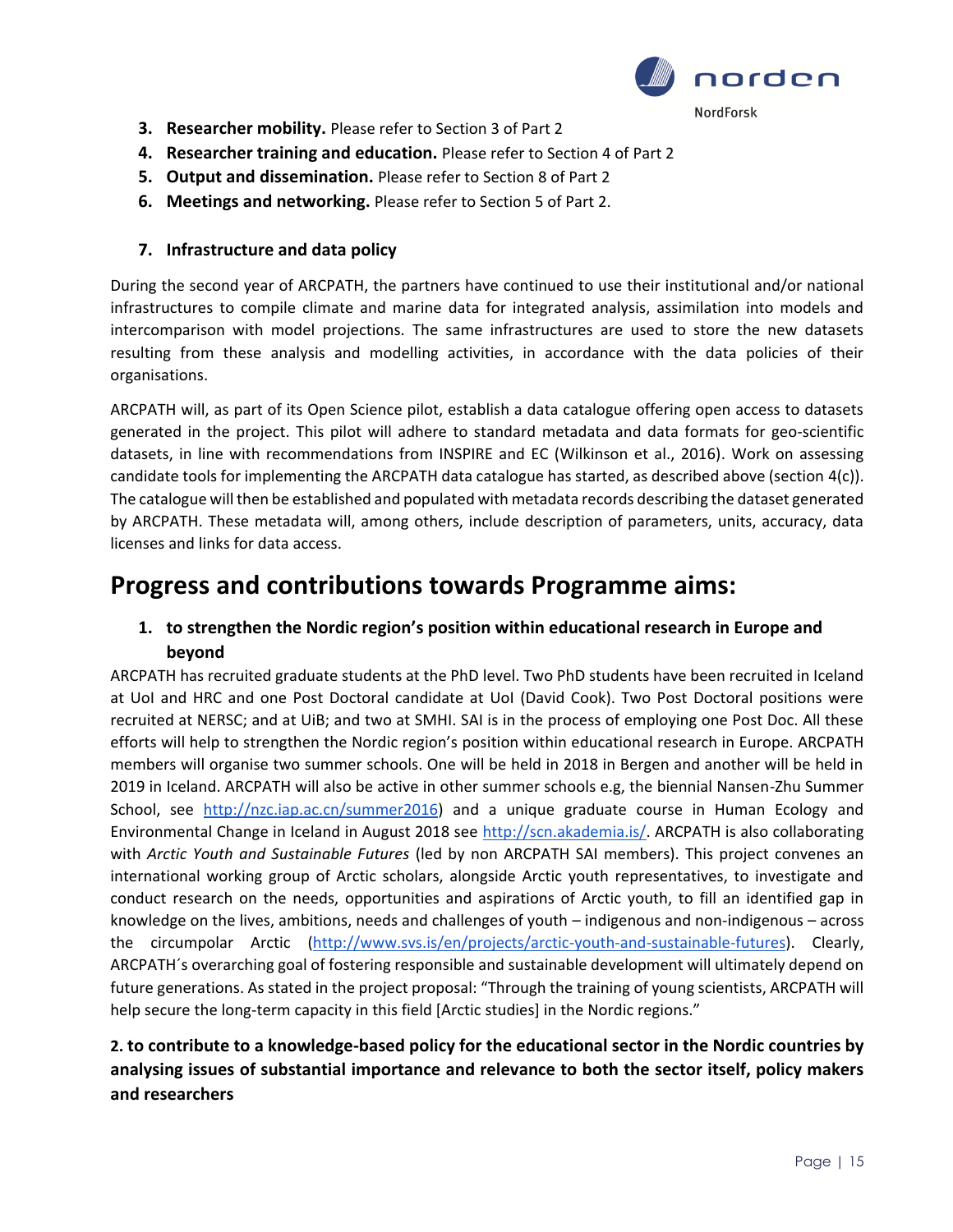3. **Researcher mobility.** Please refer to Section 3 of Part 2
4. **Researcher training and education.** Please refer to Section 4 of Part 2
5. **Output and dissemination.** Please refer to Section 8 of Part 2
6. **Meetings and networking.** Please refer to Section 5 of Part 2.

7. **Infrastructure and data policy**

During the second year of ARCPATH, the partners have continued to use their institutional and/or national infrastructures to compile climate and marine data for integrated analysis, assimilation into models and intercomparison with model projections. The same infrastructures are used to store the new datasets resulting from these analysis and modelling activities, in accordance with the data policies of their organisations.

ARCPATH will, as part of its Open Science pilot, establish a data catalogue offering open access to datasets generated in the project. This pilot will adhere to standard metadata and data formats for geo-scientific datasets, in line with recommendations from INSPIRE and EC (Wilkinson et al., 2016). Work on assessing candidate tools for implementing the ARCPATH data catalogue has started, as described above (section 4(c)). The catalogue will then be established and populated with metadata records describing the dataset generated by ARCPATH. These metadata will, among others, include description of parameters, units, accuracy, data licenses and links for data access.

# Progress and contributions towards Programme aims:

1. **to strengthen the Nordic region's position within educational research in Europe and beyond**

ARCPATH has recruited graduate students at the PhD level. Two PhD students have been recruited in Iceland at UoI and HRC and one Post Doctoral candidate at UoI (David Cook). Two Post Doctoral positions were recruited at NERSC; and at UiB; and two at SMHI. SAI is in the process of employing one Post Doc. All these efforts will help to strengthen the Nordic region's position within educational research in Europe. ARCPATH members will organise two summer schools. One will be held in 2018 in Bergen and another will be held in 2019 in Iceland. ARCPATH will also be active in other summer schools e.g, the biennial Nansen-Zhu Summer School, see http://nzc.iap.ac.cn/summer2016) and a unique graduate course in Human Ecology and Environmental Change in Iceland in August 2018 see http://scn.akademia.is/. ARCPATH is also collaborating with *Arctic Youth and Sustainable Futures* (led by non ARCPATH SAI members). This project convenes an international working group of Arctic scholars, alongside Arctic youth representatives, to investigate and conduct research on the needs, opportunities and aspirations of Arctic youth, to fill an identified gap in knowledge on the lives, ambitions, needs and challenges of youth – indigenous and non-indigenous – across the circumpolar Arctic (http://www.svs.is/en/projects/arctic-youth-and-sustainable-futures). Clearly, ARCPATH´s overarching goal of fostering responsible and sustainable development will ultimately depend on future generations. As stated in the project proposal: "Through the training of young scientists, ARCPATH will help secure the long-term capacity in this field [Arctic studies] in the Nordic regions."

**2. to contribute to a knowledge-based policy for the educational sector in the Nordic countries by analysing issues of substantial importance and relevance to both the sector itself, policy makers and researchers**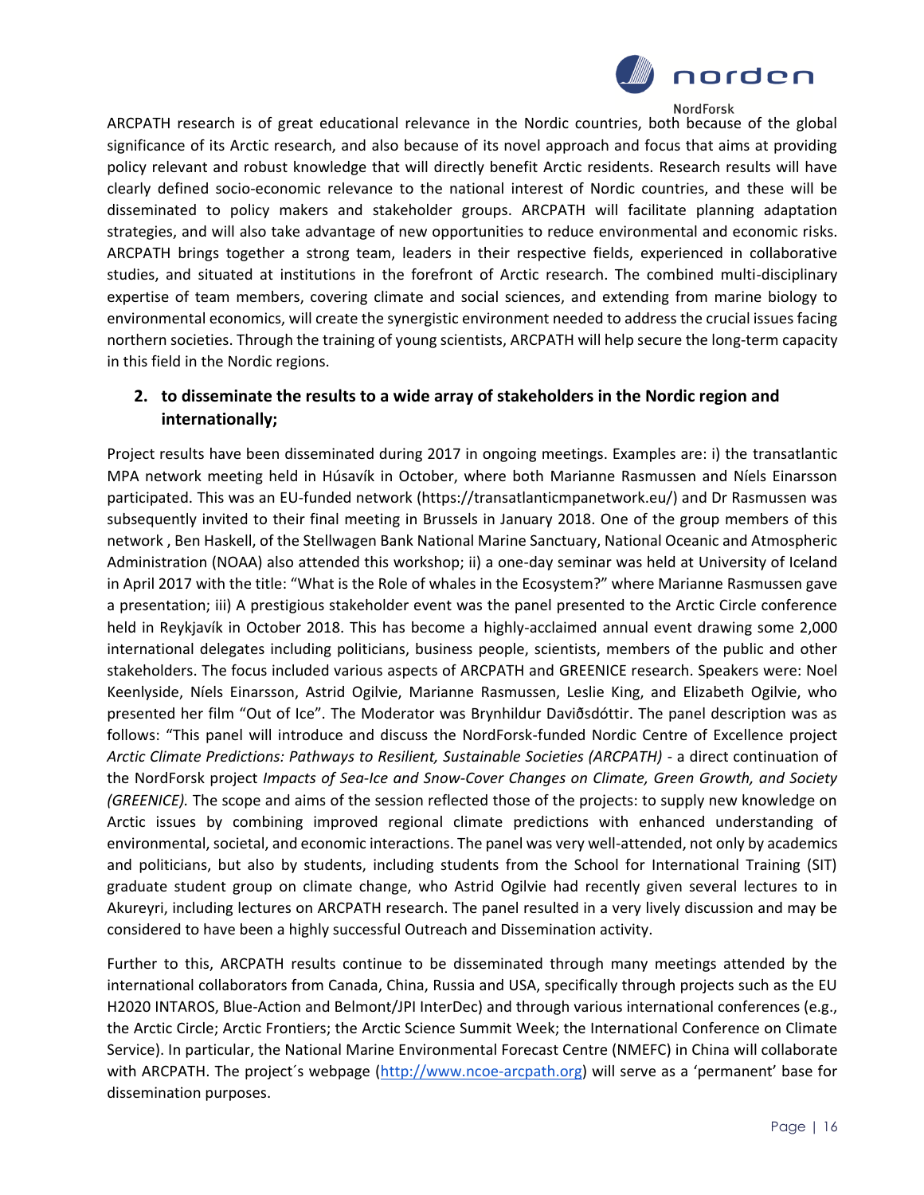ARCPATH research is of great educational relevance in the Nordic countries, both because of the global significance of its Arctic research, and also because of its novel approach and focus that aims at providing policy relevant and robust knowledge that will directly benefit Arctic residents. Research results will have clearly defined socio-economic relevance to the national interest of Nordic countries, and these will be disseminated to policy makers and stakeholder groups. ARCPATH will facilitate planning adaptation strategies, and will also take advantage of new opportunities to reduce environmental and economic risks. ARCPATH brings together a strong team, leaders in their respective fields, experienced in collaborative studies, and situated at institutions in the forefront of Arctic research. The combined multi-disciplinary expertise of team members, covering climate and social sciences, and extending from marine biology to environmental economics, will create the synergistic environment needed to address the crucial issues facing northern societies. Through the training of young scientists, ARCPATH will help secure the long-term capacity in this field in the Nordic regions.

2. **to disseminate the results to a wide array of stakeholders in the Nordic region and internationally;**

Project results have been disseminated during 2017 in ongoing meetings. Examples are: i) the transatlantic MPA network meeting held in Húsavík in October, where both Marianne Rasmussen and Níels Einarsson participated. This was an EU-funded network (https://transatlanticmpanetwork.eu/) and Dr Rasmussen was subsequently invited to their final meeting in Brussels in January 2018. One of the group members of this network , Ben Haskell, of the Stellwagen Bank National Marine Sanctuary, National Oceanic and Atmospheric Administration (NOAA) also attended this workshop; ii) a one-day seminar was held at University of Iceland in April 2017 with the title: "What is the Role of whales in the Ecosystem?" where Marianne Rasmussen gave a presentation; iii) A prestigious stakeholder event was the panel presented to the Arctic Circle conference held in Reykjavík in October 2018. This has become a highly-acclaimed annual event drawing some 2,000 international delegates including politicians, business people, scientists, members of the public and other stakeholders. The focus included various aspects of ARCPATH and GREENICE research. Speakers were: Noel Keenlyside, Níels Einarsson, Astrid Ogilvie, Marianne Rasmussen, Leslie King, and Elizabeth Ogilvie, who presented her film "Out of Ice". The Moderator was Brynhildur Daviðsdóttir. The panel description was as follows: "This panel will introduce and discuss the NordForsk-funded Nordic Centre of Excellence project *Arctic Climate Predictions: Pathways to Resilient, Sustainable Societies (ARCPATH)* - a direct continuation of the NordForsk project *Impacts of Sea-Ice and Snow-Cover Changes on Climate, Green Growth, and Society (GREENICE).* The scope and aims of the session reflected those of the projects: to supply new knowledge on Arctic issues by combining improved regional climate predictions with enhanced understanding of environmental, societal, and economic interactions. The panel was very well-attended, not only by academics and politicians, but also by students, including students from the School for International Training (SIT) graduate student group on climate change, who Astrid Ogilvie had recently given several lectures to in Akureyri, including lectures on ARCPATH research. The panel resulted in a very lively discussion and may be considered to have been a highly successful Outreach and Dissemination activity.

Further to this, ARCPATH results continue to be disseminated through many meetings attended by the international collaborators from Canada, China, Russia and USA, specifically through projects such as the EU H2020 INTAROS, Blue-Action and Belmont/JPI InterDec) and through various international conferences (e.g., the Arctic Circle; Arctic Frontiers; the Arctic Science Summit Week; the International Conference on Climate Service). In particular, the National Marine Environmental Forecast Centre (NMEFC) in China will collaborate with ARCPATH. The project´s webpage (http://www.ncoe-arcpath.org) will serve as a 'permanent' base for dissemination purposes.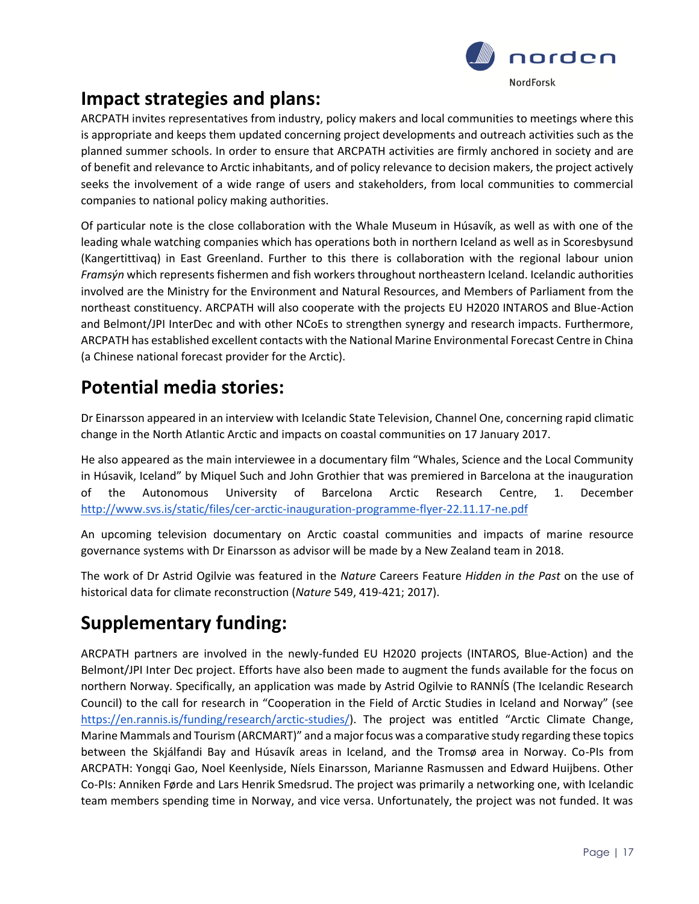## Impact strategies and plans:

ARCPATH invites representatives from industry, policy makers and local communities to meetings where this is appropriate and keeps them updated concerning project developments and outreach activities such as the planned summer schools. In order to ensure that ARCPATH activities are firmly anchored in society and are of benefit and relevance to Arctic inhabitants, and of policy relevance to decision makers, the project actively seeks the involvement of a wide range of users and stakeholders, from local communities to commercial companies to national policy making authorities.

Of particular note is the close collaboration with the Whale Museum in Húsavík, as well as with one of the leading whale watching companies which has operations both in northern Iceland as well as in Scoresbysund (Kangertittivaq) in East Greenland. Further to this there is collaboration with the regional labour union *Framsýn* which represents fishermen and fish workers throughout northeastern Iceland. Icelandic authorities involved are the Ministry for the Environment and Natural Resources, and Members of Parliament from the northeast constituency. ARCPATH will also cooperate with the projects EU H2020 INTAROS and Blue-Action and Belmont/JPI InterDec and with other NCoEs to strengthen synergy and research impacts. Furthermore, ARCPATH has established excellent contacts with the National Marine Environmental Forecast Centre in China (a Chinese national forecast provider for the Arctic).

## Potential media stories:

Dr Einarsson appeared in an interview with Icelandic State Television, Channel One, concerning rapid climatic change in the North Atlantic Arctic and impacts on coastal communities on 17 January 2017.

He also appeared as the main interviewee in a documentary film "Whales, Science and the Local Community in Húsavik, Iceland" by Miquel Such and John Grothier that was premiered in Barcelona at the inauguration of the Autonomous University of Barcelona Arctic Research Centre, 1. December http://www.svs.is/static/files/cer-arctic-inauguration-programme-flyer-22.11.17-ne.pdf

An upcoming television documentary on Arctic coastal communities and impacts of marine resource governance systems with Dr Einarsson as advisor will be made by a New Zealand team in 2018.

The work of Dr Astrid Ogilvie was featured in the *Nature* Careers Feature *Hidden in the Past* on the use of historical data for climate reconstruction (*Nature* 549, 419-421; 2017).

## Supplementary funding:

ARCPATH partners are involved in the newly-funded EU H2020 projects (INTAROS, Blue-Action) and the Belmont/JPI Inter Dec project. Efforts have also been made to augment the funds available for the focus on northern Norway. Specifically, an application was made by Astrid Ogilvie to RANNÍS (The Icelandic Research Council) to the call for research in "Cooperation in the Field of Arctic Studies in Iceland and Norway" (see https://en.rannis.is/funding/research/arctic-studies/). The project was entitled "Arctic Climate Change, Marine Mammals and Tourism (ARCMART)" and a major focus was a comparative study regarding these topics between the Skjálfandi Bay and Húsavík areas in Iceland, and the Tromsø area in Norway. Co-PIs from ARCPATH: Yongqi Gao, Noel Keenlyside, Níels Einarsson, Marianne Rasmussen and Edward Huijbens. Other Co-PIs: Anniken Førde and Lars Henrik Smedsrud. The project was primarily a networking one, with Icelandic team members spending time in Norway, and vice versa. Unfortunately, the project was not funded. It was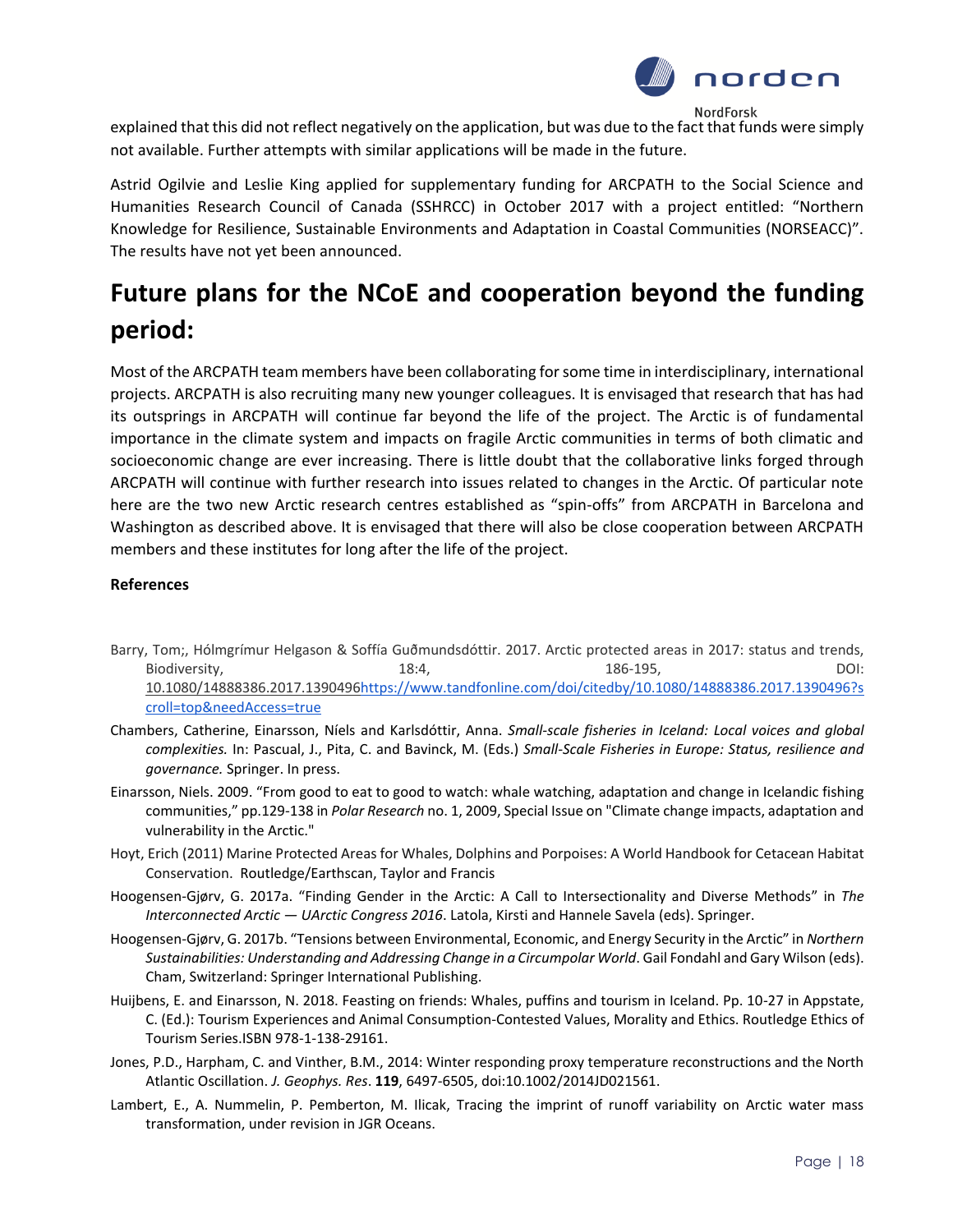explained that this did not reflect negatively on the application, but was due to the fact that funds were simply not available. Further attempts with similar applications will be made in the future.

Astrid Ogilvie and Leslie King applied for supplementary funding for ARCPATH to the Social Science and Humanities Research Council of Canada (SSHRCC) in October 2017 with a project entitled: "Northern Knowledge for Resilience, Sustainable Environments and Adaptation in Coastal Communities (NORSEACC)". The results have not yet been announced.

# Future plans for the NCoE and cooperation beyond the funding period:

Most of the ARCPATH team members have been collaborating for some time in interdisciplinary, international projects. ARCPATH is also recruiting many new younger colleagues. It is envisaged that research that has had its outsprings in ARCPATH will continue far beyond the life of the project. The Arctic is of fundamental importance in the climate system and impacts on fragile Arctic communities in terms of both climatic and socioeconomic change are ever increasing. There is little doubt that the collaborative links forged through ARCPATH will continue with further research into issues related to changes in the Arctic. Of particular note here are the two new Arctic research centres established as "spin-offs" from ARCPATH in Barcelona and Washington as described above. It is envisaged that there will also be close cooperation between ARCPATH members and these institutes for long after the life of the project.

**References**

Barry, Tom;, Hólmgrímur Helgason & Soffía Guðmundsdóttir. 2017. Arctic protected areas in 2017: status and trends, Biodiversity, 18:4, 186-195, DOI: 10.1080/14888386.2017.1390496https://www.tandfonline.com/doi/citedby/10.1080/14888386.2017.1390496?scroll=top&needAccess=true

Chambers, Catherine, Einarsson, Níels and Karlsdóttir, Anna. *Small-scale fisheries in Iceland: Local voices and global complexities.* In: Pascual, J., Pita, C. and Bavinck, M. (Eds.) *Small-Scale Fisheries in Europe: Status, resilience and governance.* Springer. In press.

Einarsson, Niels. 2009. "From good to eat to good to watch: whale watching, adaptation and change in Icelandic fishing communities," pp.129-138 in *Polar Research* no. 1, 2009, Special Issue on "Climate change impacts, adaptation and vulnerability in the Arctic."

Hoyt, Erich (2011) Marine Protected Areas for Whales, Dolphins and Porpoises: A World Handbook for Cetacean Habitat Conservation. Routledge/Earthscan, Taylor and Francis

Hoogensen-Gjørv, G. 2017a. "Finding Gender in the Arctic: A Call to Intersectionality and Diverse Methods" in *The Interconnected Arctic — UArctic Congress 2016*. Latola, Kirsti and Hannele Savela (eds). Springer.

Hoogensen-Gjørv, G. 2017b. "Tensions between Environmental, Economic, and Energy Security in the Arctic" in *Northern Sustainabilities: Understanding and Addressing Change in a Circumpolar World*. Gail Fondahl and Gary Wilson (eds). Cham, Switzerland: Springer International Publishing.

Huijbens, E. and Einarsson, N. 2018. Feasting on friends: Whales, puffins and tourism in Iceland. Pp. 10-27 in Appstate, C. (Ed.): Tourism Experiences and Animal Consumption-Contested Values, Morality and Ethics. Routledge Ethics of Tourism Series.ISBN 978-1-138-29161.

Jones, P.D., Harpham, C. and Vinther, B.M., 2014: Winter responding proxy temperature reconstructions and the North Atlantic Oscillation. *J. Geophys. Res*. **119**, 6497-6505, doi:10.1002/2014JD021561.

Lambert, E., A. Nummelin, P. Pemberton, M. Ilicak, Tracing the imprint of runoff variability on Arctic water mass transformation, under revision in JGR Oceans.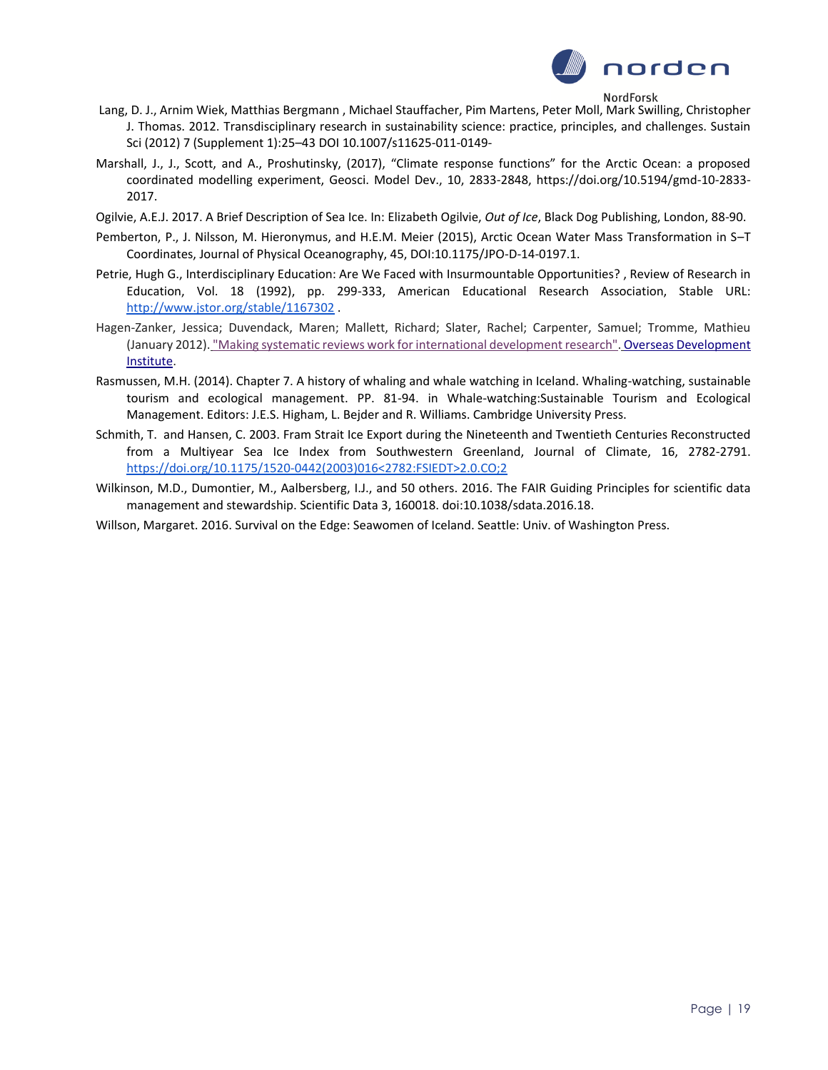Lang, D. J., Arnim Wiek, Matthias Bergmann , Michael Stauffacher, Pim Martens, Peter Moll, Mark Swilling, Christopher J. Thomas. 2012. Transdisciplinary research in sustainability science: practice, principles, and challenges. Sustain Sci (2012) 7 (Supplement 1):25–43 DOI 10.1007/s11625-011-0149-

Marshall, J., J., Scott, and A., Proshutinsky, (2017), "Climate response functions" for the Arctic Ocean: a proposed coordinated modelling experiment, Geosci. Model Dev., 10, 2833-2848, https://doi.org/10.5194/gmd-10-2833-2017.

Ogilvie, A.E.J. 2017. A Brief Description of Sea Ice. In: Elizabeth Ogilvie, *Out of Ice*, Black Dog Publishing, London, 88-90.

Pemberton, P., J. Nilsson, M. Hieronymus, and H.E.M. Meier (2015), Arctic Ocean Water Mass Transformation in S–T Coordinates, Journal of Physical Oceanography, 45, DOI:10.1175/JPO-D-14-0197.1.

Petrie, Hugh G., Interdisciplinary Education: Are We Faced with Insurmountable Opportunities? , Review of Research in Education, Vol. 18 (1992), pp. 299-333, American Educational Research Association, Stable URL: http://www.jstor.org/stable/1167302 .

Hagen-Zanker, Jessica; Duvendack, Maren; Mallett, Richard; Slater, Rachel; Carpenter, Samuel; Tromme, Mathieu (January 2012). "Making systematic reviews work for international development research". Overseas Development Institute.

Rasmussen, M.H. (2014). Chapter 7. A history of whaling and whale watching in Iceland. Whaling-watching, sustainable tourism and ecological management. PP. 81-94. in Whale-watching:Sustainable Tourism and Ecological Management. Editors: J.E.S. Higham, L. Bejder and R. Williams. Cambridge University Press.

Schmith, T. and Hansen, C. 2003. Fram Strait Ice Export during the Nineteenth and Twentieth Centuries Reconstructed from a Multiyear Sea Ice Index from Southwestern Greenland, Journal of Climate, 16, 2782-2791. https://doi.org/10.1175/1520-0442(2003)016<2782:FSIEDT>2.0.CO;2

Wilkinson, M.D., Dumontier, M., Aalbersberg, I.J., and 50 others. 2016. The FAIR Guiding Principles for scientific data management and stewardship. Scientific Data 3, 160018. doi:10.1038/sdata.2016.18.

Willson, Margaret. 2016. Survival on the Edge: Seawomen of Iceland. Seattle: Univ. of Washington Press.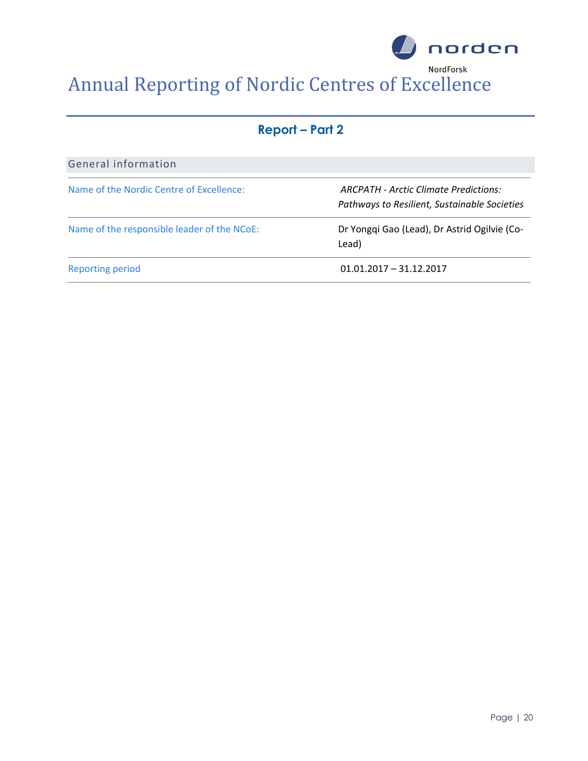# Annual Reporting of Nordic Centres of Excellence

## Report – Part 2

| General information | |
|---|---|
| Name of the Nordic Centre of Excellence: | *ARCPATH - Arctic Climate Predictions: Pathways to Resilient, Sustainable Societies* |
| Name of the responsible leader of the NCoE: | Dr Yongqi Gao (Lead), Dr Astrid Ogilvie (Co-Lead) |
| Reporting period | 01.01.2017 – 31.12.2017 |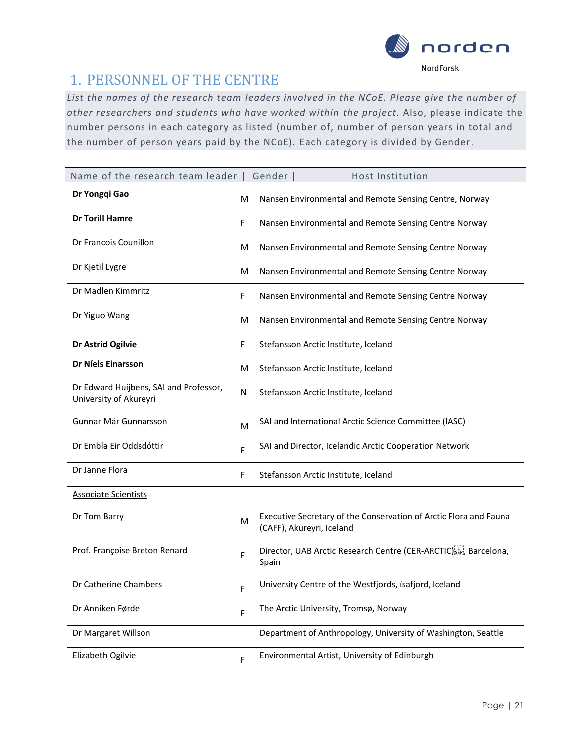## 1. PERSONNEL OF THE CENTRE

*List the names of the research team leaders involved in the NCoE. Please give the number of other researchers and students who have worked within the project.* Also, please indicate the number persons in each category as listed (number of, number of person years in total and the number of person years paid by the NCoE). Each category is divided by Gender.

| Name of the research team leader | Gender | Host Institution |
|---|---|---|
| **Dr Yongqi Gao** | M | Nansen Environmental and Remote Sensing Centre, Norway |
| **Dr Torill Hamre** | F | Nansen Environmental and Remote Sensing Centre Norway |
| Dr Francois Counillon | M | Nansen Environmental and Remote Sensing Centre Norway |
| Dr Kjetil Lygre | M | Nansen Environmental and Remote Sensing Centre Norway |
| Dr Madlen Kimmritz | F | Nansen Environmental and Remote Sensing Centre Norway |
| Dr Yiguo Wang | M | Nansen Environmental and Remote Sensing Centre Norway |
| **Dr Astrid Ogilvie** | F | Stefansson Arctic Institute, Iceland |
| **Dr Níels Einarsson** | M | Stefansson Arctic Institute, Iceland |
| Dr Edward Huijbens, SAI and Professor, University of Akureyri | N | Stefansson Arctic Institute, Iceland |
| Gunnar Már Gunnarsson | M | SAI and International Arctic Science Committee (IASC) |
| Dr Embla Eir Oddsdóttir | F | SAI and Director, Icelandic Arctic Cooperation Network |
| Dr Janne Flora | F | Stefansson Arctic Institute, Iceland |
| Associate Scientists | | |
| Dr Tom Barry | M | Executive Secretary of the Conservation of Arctic Flora and Fauna (CAFF), Akureyri, Iceland |
| Prof. Françoise Breton Renard | F | Director, UAB Arctic Research Centre (CER-ARCTIC), Barcelona, Spain |
| Dr Catherine Chambers | F | University Centre of the Westfjords, ísafjord, Iceland |
| Dr Anniken Førde | F | The Arctic University, Tromsø, Norway |
| Dr Margaret Willson | | Department of Anthropology, University of Washington, Seattle |
| Elizabeth Ogilvie | F | Environmental Artist, University of Edinburgh |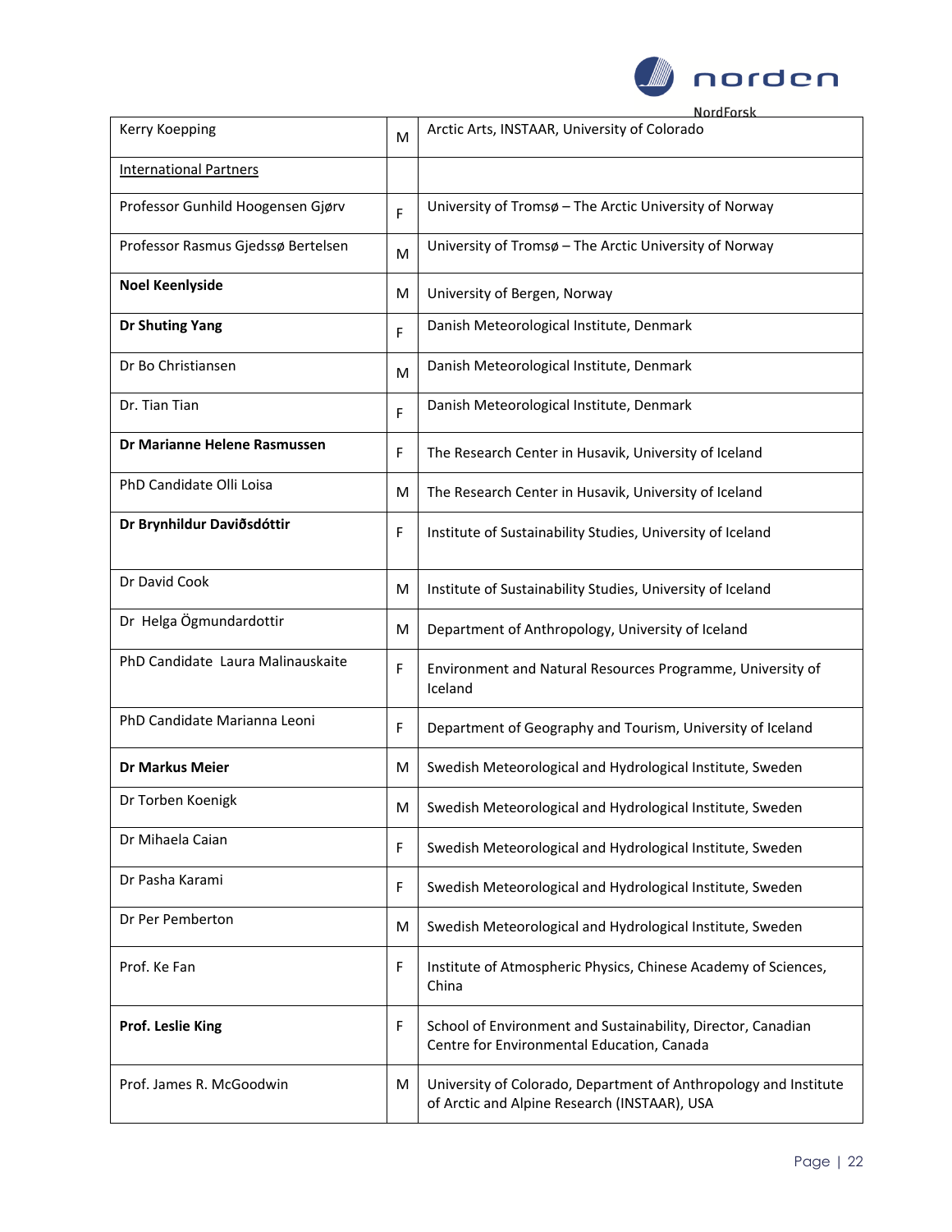| Kerry Koepping | M | Arctic Arts, INSTAAR, University of Colorado |
|---|---|---|
| International Partners | | |
| Professor Gunhild Hoogensen Gjørv | F | University of Tromsø – The Arctic University of Norway |
| Professor Rasmus Gjedssø Bertelsen | M | University of Tromsø – The Arctic University of Norway |
| **Noel Keenlyside** | M | University of Bergen, Norway |
| **Dr Shuting Yang** | F | Danish Meteorological Institute, Denmark |
| Dr Bo Christiansen | M | Danish Meteorological Institute, Denmark |
| Dr. Tian Tian | F | Danish Meteorological Institute, Denmark |
| **Dr Marianne Helene Rasmussen** | F | The Research Center in Husavik, University of Iceland |
| PhD Candidate Olli Loisa | M | The Research Center in Husavik, University of Iceland |
| **Dr Brynhildur Daviðsdóttir** | F | Institute of Sustainability Studies, University of Iceland |
| Dr David Cook | M | Institute of Sustainability Studies, University of Iceland |
| Dr Helga Ögmundardottir | M | Department of Anthropology, University of Iceland |
| PhD Candidate Laura Malinauskaite | F | Environment and Natural Resources Programme, University of Iceland |
| PhD Candidate Marianna Leoni | F | Department of Geography and Tourism, University of Iceland |
| **Dr Markus Meier** | M | Swedish Meteorological and Hydrological Institute, Sweden |
| Dr Torben Koenigk | M | Swedish Meteorological and Hydrological Institute, Sweden |
| Dr Mihaela Caian | F | Swedish Meteorological and Hydrological Institute, Sweden |
| Dr Pasha Karami | F | Swedish Meteorological and Hydrological Institute, Sweden |
| Dr Per Pemberton | M | Swedish Meteorological and Hydrological Institute, Sweden |
| Prof. Ke Fan | F | Institute of Atmospheric Physics, Chinese Academy of Sciences, China |
| **Prof. Leslie King** | F | School of Environment and Sustainability, Director, Canadian Centre for Environmental Education, Canada |
| Prof. James R. McGoodwin | M | University of Colorado, Department of Anthropology and Institute of Arctic and Alpine Research (INSTAAR), USA |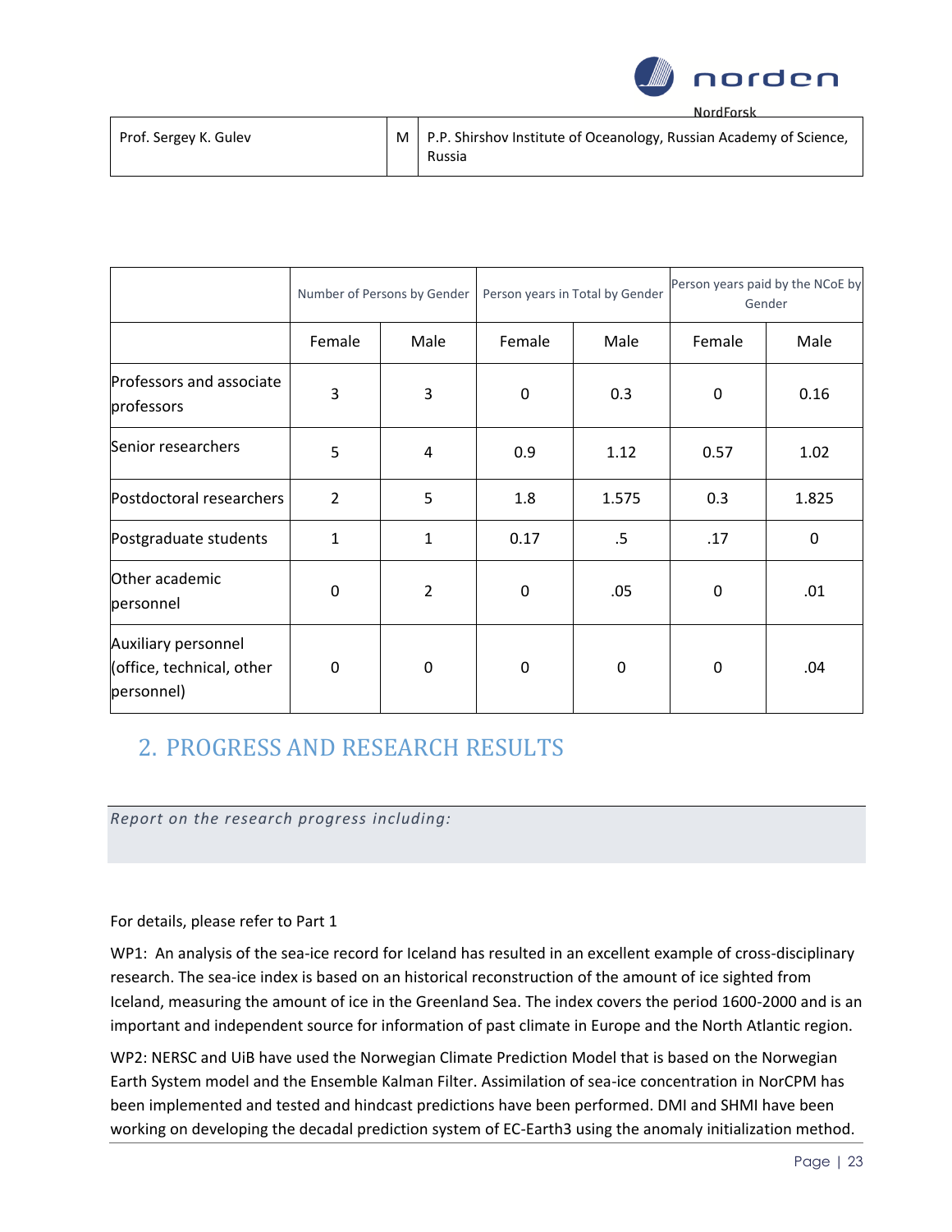| Prof. Sergey K. Gulev | M | P.P. Shirshov Institute of Oceanology, Russian Academy of Science, Russia |
|---|---|---|

| | Number of Persons by Gender | | Person years in Total by Gender | | Person years paid by the NCoE by Gender | |
|---|---|---|---|---|---|---|
| | Female | Male | Female | Male | Female | Male |
| Professors and associate professors | 3 | 3 | 0 | 0.3 | 0 | 0.16 |
| Senior researchers | 5 | 4 | 0.9 | 1.12 | 0.57 | 1.02 |
| Postdoctoral researchers | 2 | 5 | 1.8 | 1.575 | 0.3 | 1.825 |
| Postgraduate students | 1 | 1 | 0.17 | .5 | .17 | 0 |
| Other academic personnel | 0 | 2 | 0 | .05 | 0 | .01 |
| Auxiliary personnel (office, technical, other personnel) | 0 | 0 | 0 | 0 | 0 | .04 |

## 2. PROGRESS AND RESEARCH RESULTS

*Report on the research progress including:*

For details, please refer to Part 1

WP1: An analysis of the sea-ice record for Iceland has resulted in an excellent example of cross-disciplinary research. The sea-ice index is based on an historical reconstruction of the amount of ice sighted from Iceland, measuring the amount of ice in the Greenland Sea. The index covers the period 1600-2000 and is an important and independent source for information of past climate in Europe and the North Atlantic region.

WP2: NERSC and UiB have used the Norwegian Climate Prediction Model that is based on the Norwegian Earth System model and the Ensemble Kalman Filter. Assimilation of sea-ice concentration in NorCPM has been implemented and tested and hindcast predictions have been performed. DMI and SHMI have been working on developing the decadal prediction system of EC-Earth3 using the anomaly initialization method.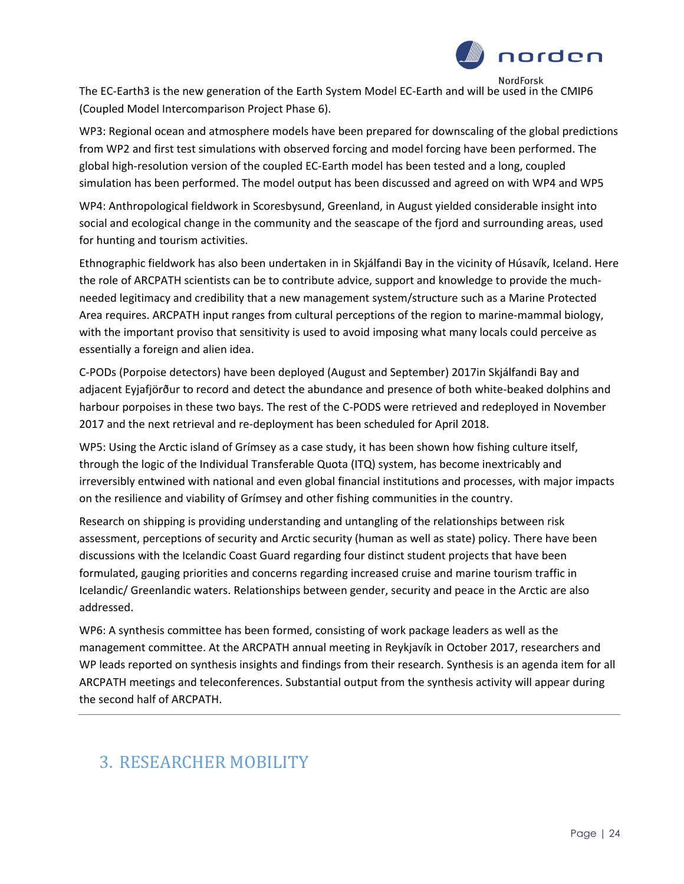The EC-Earth3 is the new generation of the Earth System Model EC-Earth and will be used in the CMIP6 (Coupled Model Intercomparison Project Phase 6).

WP3: Regional ocean and atmosphere models have been prepared for downscaling of the global predictions from WP2 and first test simulations with observed forcing and model forcing have been performed. The global high-resolution version of the coupled EC-Earth model has been tested and a long, coupled simulation has been performed. The model output has been discussed and agreed on with WP4 and WP5

WP4: Anthropological fieldwork in Scoresbysund, Greenland, in August yielded considerable insight into social and ecological change in the community and the seascape of the fjord and surrounding areas, used for hunting and tourism activities.

Ethnographic fieldwork has also been undertaken in in Skjálfandi Bay in the vicinity of Húsavík, Iceland. Here the role of ARCPATH scientists can be to contribute advice, support and knowledge to provide the much-needed legitimacy and credibility that a new management system/structure such as a Marine Protected Area requires. ARCPATH input ranges from cultural perceptions of the region to marine-mammal biology, with the important proviso that sensitivity is used to avoid imposing what many locals could perceive as essentially a foreign and alien idea.

C-PODs (Porpoise detectors) have been deployed (August and September) 2017in Skjálfandi Bay and adjacent Eyjafjörður to record and detect the abundance and presence of both white-beaked dolphins and harbour porpoises in these two bays. The rest of the C-PODS were retrieved and redeployed in November 2017 and the next retrieval and re-deployment has been scheduled for April 2018.

WP5: Using the Arctic island of Grímsey as a case study, it has been shown how fishing culture itself, through the logic of the Individual Transferable Quota (ITQ) system, has become inextricably and irreversibly entwined with national and even global financial institutions and processes, with major impacts on the resilience and viability of Grímsey and other fishing communities in the country.

Research on shipping is providing understanding and untangling of the relationships between risk assessment, perceptions of security and Arctic security (human as well as state) policy. There have been discussions with the Icelandic Coast Guard regarding four distinct student projects that have been formulated, gauging priorities and concerns regarding increased cruise and marine tourism traffic in Icelandic/ Greenlandic waters. Relationships between gender, security and peace in the Arctic are also addressed.

WP6: A synthesis committee has been formed, consisting of work package leaders as well as the management committee. At the ARCPATH annual meeting in Reykjavík in October 2017, researchers and WP leads reported on synthesis insights and findings from their research. Synthesis is an agenda item for all ARCPATH meetings and teleconferences. Substantial output from the synthesis activity will appear during the second half of ARCPATH.

---

## 3. RESEARCHER MOBILITY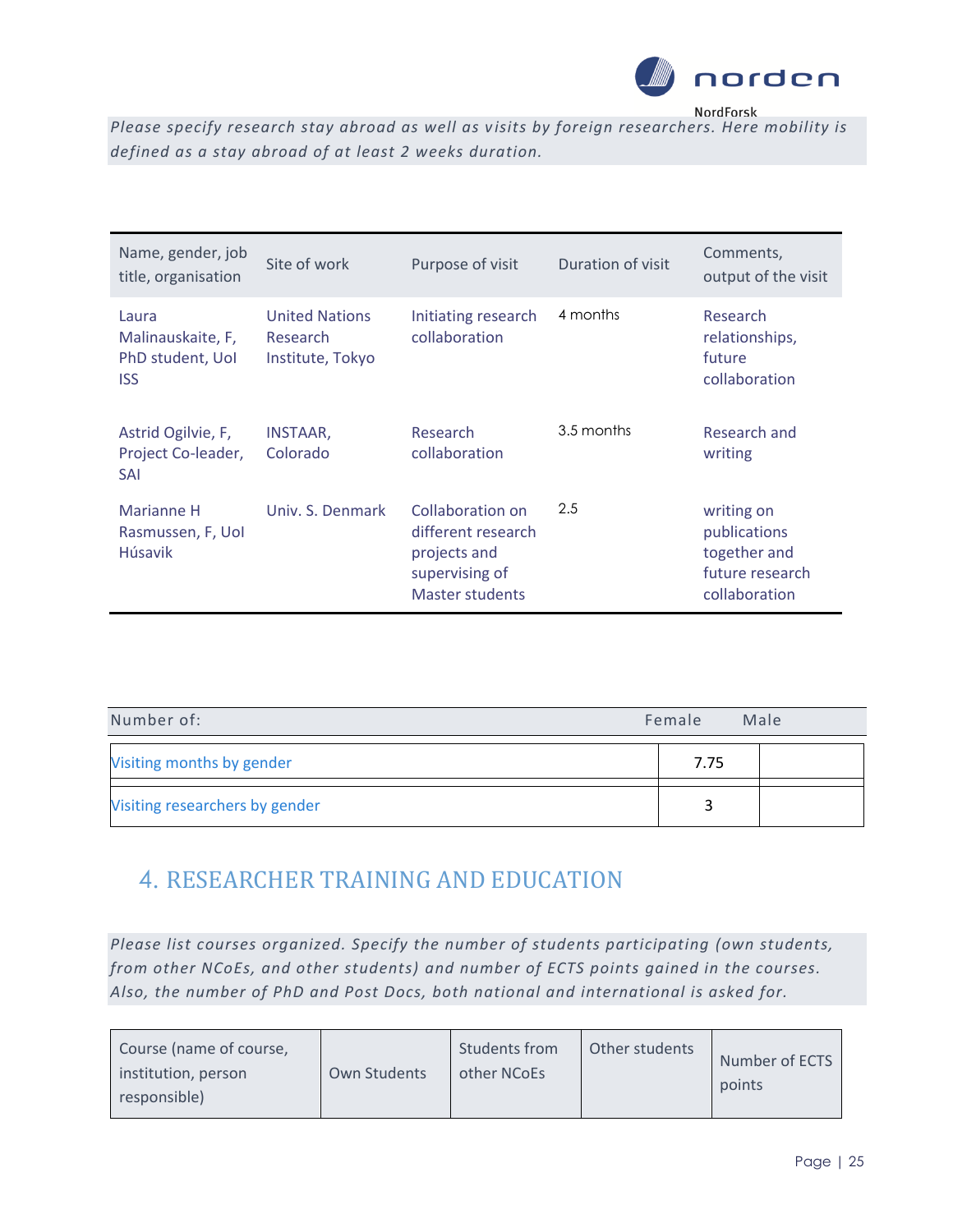*Please specify research stay abroad as well as visits by foreign researchers. Here mobility is defined as a stay abroad of at least 2 weeks duration.*

| Name, gender, job title, organisation | Site of work | Purpose of visit | Duration of visit | Comments, output of the visit |
|---|---|---|---|---|
| Laura Malinauskaite, F, PhD student, UoI ISS | United Nations Research Institute, Tokyo | Initiating research collaboration | 4 months | Research relationships, future collaboration |
| Astrid Ogilvie, F, Project Co-leader, SAI | INSTAAR, Colorado | Research collaboration | 3.5 months | Research and writing |
| Marianne H Rasmussen, F, UoI Húsavik | Univ. S. Denmark | Collaboration on different research projects and supervising of Master students | 2.5 | writing on publications together and future research collaboration |

| Number of: | Female | Male |
|---|---|---|
| Visiting months by gender | 7.75 | |
| Visiting researchers by gender | 3 | |

## 4. RESEARCHER TRAINING AND EDUCATION

*Please list courses organized. Specify the number of students participating (own students, from other NCoEs, and other students) and number of ECTS points gained in the courses. Also, the number of PhD and Post Docs, both national and international is asked for.*

| Course (name of course, institution, person responsible) | Own Students | Students from other NCoEs | Other students | Number of ECTS points |
|---|---|---|---|---|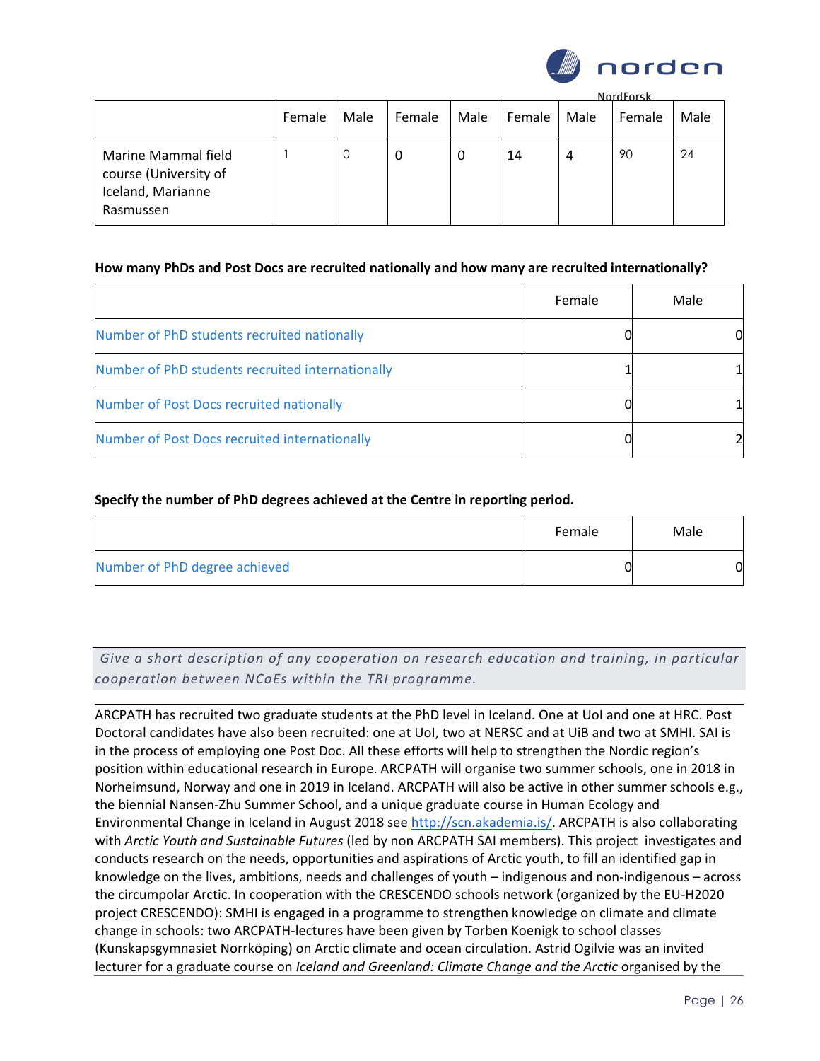| | Female | Male | Female | Male | Female | Male | Female | Male |
|---|---|---|---|---|---|---|---|---|
| Marine Mammal field course (University of Iceland, Marianne Rasmussen | 1 | 0 | 0 | 0 | 14 | 4 | 90 | 24 |

**How many PhDs and Post Docs are recruited nationally and how many are recruited internationally?**

| | Female | Male |
|---|---|---|
| Number of PhD students recruited nationally | 0 | 0 |
| Number of PhD students recruited internationally | 1 | 1 |
| Number of Post Docs recruited nationally | 0 | 1 |
| Number of Post Docs recruited internationally | 0 | 2 |

**Specify the number of PhD degrees achieved at the Centre in reporting period.**

| | Female | Male |
|---|---|---|
| Number of PhD degree achieved | 0 | 0 |

*Give a short description of any cooperation on research education and training, in particular cooperation between NCoEs within the TRI programme.*

ARCPATH has recruited two graduate students at the PhD level in Iceland. One at UoI and one at HRC. Post Doctoral candidates have also been recruited: one at UoI, two at NERSC and at UiB and two at SMHI. SAI is in the process of employing one Post Doc. All these efforts will help to strengthen the Nordic region's position within educational research in Europe. ARCPATH will organise two summer schools, one in 2018 in Norheimsund, Norway and one in 2019 in Iceland. ARCPATH will also be active in other summer schools e.g., the biennial Nansen-Zhu Summer School, and a unique graduate course in Human Ecology and Environmental Change in Iceland in August 2018 see http://scn.akademia.is/. ARCPATH is also collaborating with *Arctic Youth and Sustainable Futures* (led by non ARCPATH SAI members). This project investigates and conducts research on the needs, opportunities and aspirations of Arctic youth, to fill an identified gap in knowledge on the lives, ambitions, needs and challenges of youth – indigenous and non-indigenous – across the circumpolar Arctic. In cooperation with the CRESCENDO schools network (organized by the EU-H2020 project CRESCENDO): SMHI is engaged in a programme to strengthen knowledge on climate and climate change in schools: two ARCPATH-lectures have been given by Torben Koenigk to school classes (Kunskapsgymnasiet Norrköping) on Arctic climate and ocean circulation. Astrid Ogilvie was an invited lecturer for a graduate course on *Iceland and Greenland: Climate Change and the Arctic* organised by the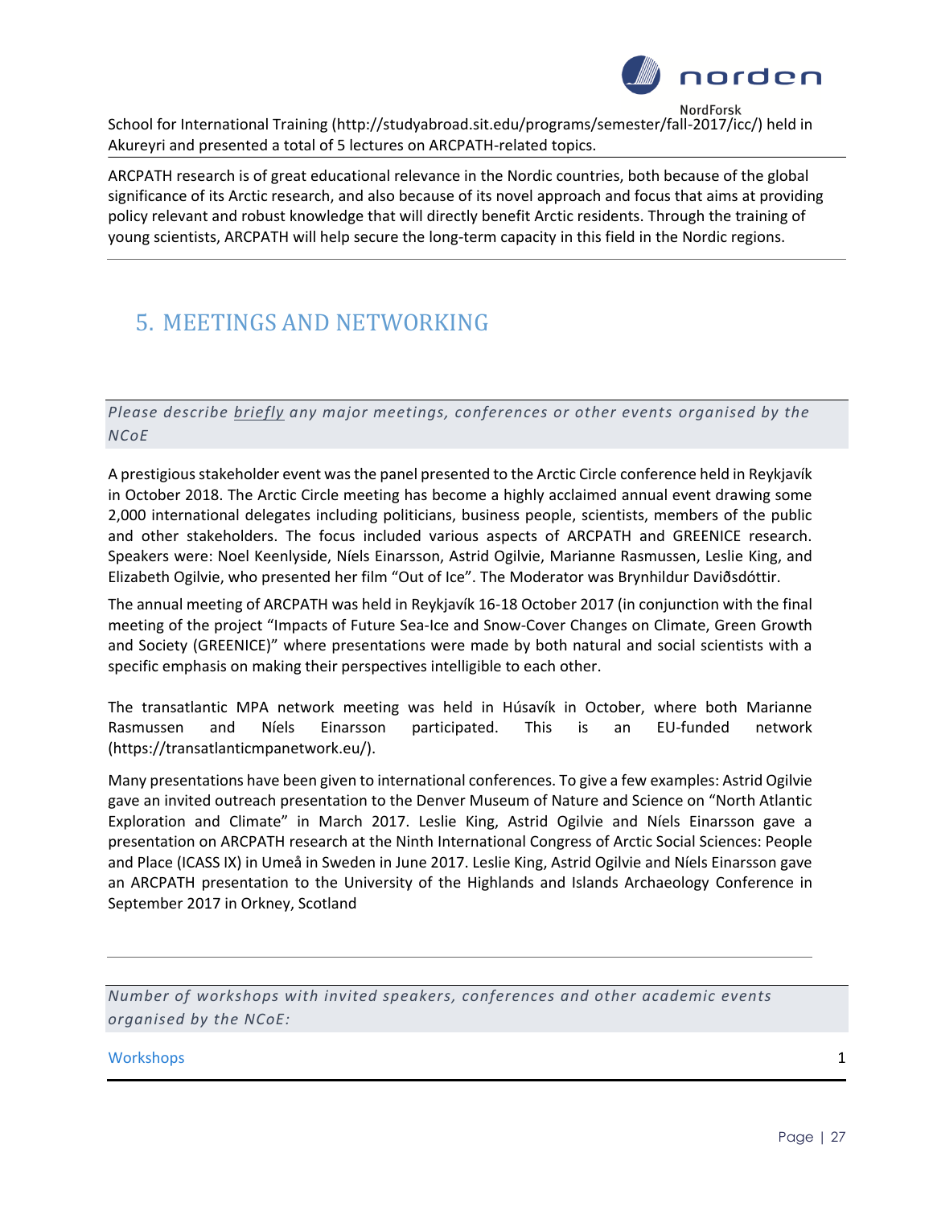School for International Training (http://studyabroad.sit.edu/programs/semester/fall-2017/icc/) held in Akureyri and presented a total of 5 lectures on ARCPATH-related topics.

ARCPATH research is of great educational relevance in the Nordic countries, both because of the global significance of its Arctic research, and also because of its novel approach and focus that aims at providing policy relevant and robust knowledge that will directly benefit Arctic residents. Through the training of young scientists, ARCPATH will help secure the long-term capacity in this field in the Nordic regions.

## 5. MEETINGS AND NETWORKING

*Please describe briefly any major meetings, conferences or other events organised by the NCoE*

A prestigious stakeholder event was the panel presented to the Arctic Circle conference held in Reykjavík in October 2018. The Arctic Circle meeting has become a highly acclaimed annual event drawing some 2,000 international delegates including politicians, business people, scientists, members of the public and other stakeholders. The focus included various aspects of ARCPATH and GREENICE research. Speakers were: Noel Keenlyside, Níels Einarsson, Astrid Ogilvie, Marianne Rasmussen, Leslie King, and Elizabeth Ogilvie, who presented her film "Out of Ice". The Moderator was Brynhildur Davíðsdóttir.

The annual meeting of ARCPATH was held in Reykjavík 16-18 October 2017 (in conjunction with the final meeting of the project "Impacts of Future Sea-Ice and Snow-Cover Changes on Climate, Green Growth and Society (GREENICE)" where presentations were made by both natural and social scientists with a specific emphasis on making their perspectives intelligible to each other.

The transatlantic MPA network meeting was held in Húsavík in October, where both Marianne Rasmussen and Níels Einarsson participated. This is an EU-funded network (https://transatlanticmpanetwork.eu/).

Many presentations have been given to international conferences. To give a few examples: Astrid Ogilvie gave an invited outreach presentation to the Denver Museum of Nature and Science on "North Atlantic Exploration and Climate" in March 2017. Leslie King, Astrid Ogilvie and Níels Einarsson gave a presentation on ARCPATH research at the Ninth International Congress of Arctic Social Sciences: People and Place (ICASS IX) in Umeå in Sweden in June 2017. Leslie King, Astrid Ogilvie and Níels Einarsson gave an ARCPATH presentation to the University of the Highlands and Islands Archaeology Conference in September 2017 in Orkney, Scotland

*Number of workshops with invited speakers, conferences and other academic events organised by the NCoE:*

| Workshops | 1 |
|---|---|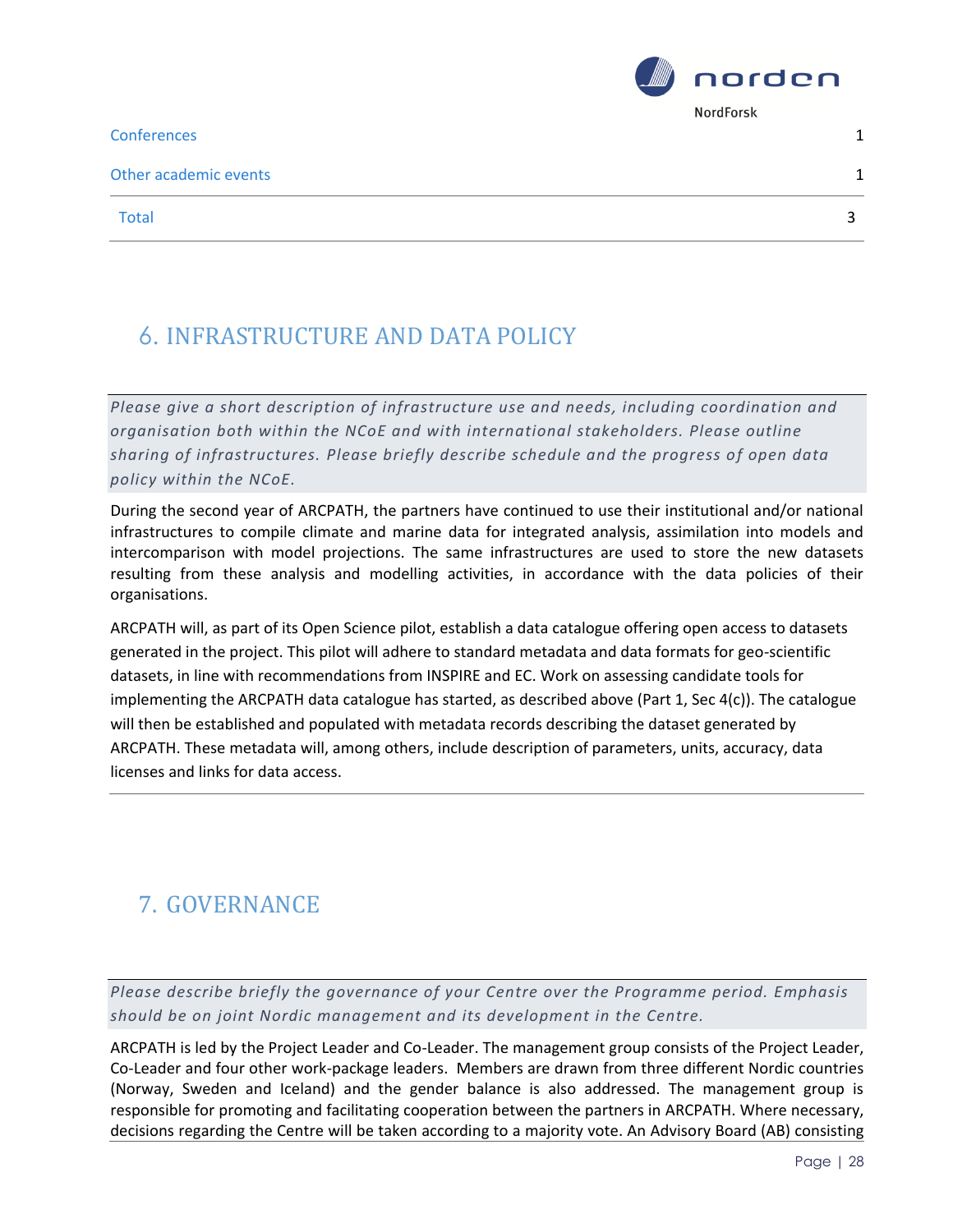| | |
|---|---|
| Conferences | 1 |
| Other academic events | 1 |
| Total | 3 |

## 6. INFRASTRUCTURE AND DATA POLICY

*Please give a short description of infrastructure use and needs, including coordination and organisation both within the NCoE and with international stakeholders. Please outline sharing of infrastructures. Please briefly describe schedule and the progress of open data policy within the NCoE.*

During the second year of ARCPATH, the partners have continued to use their institutional and/or national infrastructures to compile climate and marine data for integrated analysis, assimilation into models and intercomparison with model projections. The same infrastructures are used to store the new datasets resulting from these analysis and modelling activities, in accordance with the data policies of their organisations.

ARCPATH will, as part of its Open Science pilot, establish a data catalogue offering open access to datasets generated in the project. This pilot will adhere to standard metadata and data formats for geo-scientific datasets, in line with recommendations from INSPIRE and EC. Work on assessing candidate tools for implementing the ARCPATH data catalogue has started, as described above (Part 1, Sec 4(c)). The catalogue will then be established and populated with metadata records describing the dataset generated by ARCPATH. These metadata will, among others, include description of parameters, units, accuracy, data licenses and links for data access.

## 7. GOVERNANCE

*Please describe briefly the governance of your Centre over the Programme period. Emphasis should be on joint Nordic management and its development in the Centre.*

ARCPATH is led by the Project Leader and Co-Leader. The management group consists of the Project Leader, Co-Leader and four other work-package leaders. Members are drawn from three different Nordic countries (Norway, Sweden and Iceland) and the gender balance is also addressed. The management group is responsible for promoting and facilitating cooperation between the partners in ARCPATH. Where necessary, decisions regarding the Centre will be taken according to a majority vote. An Advisory Board (AB) consisting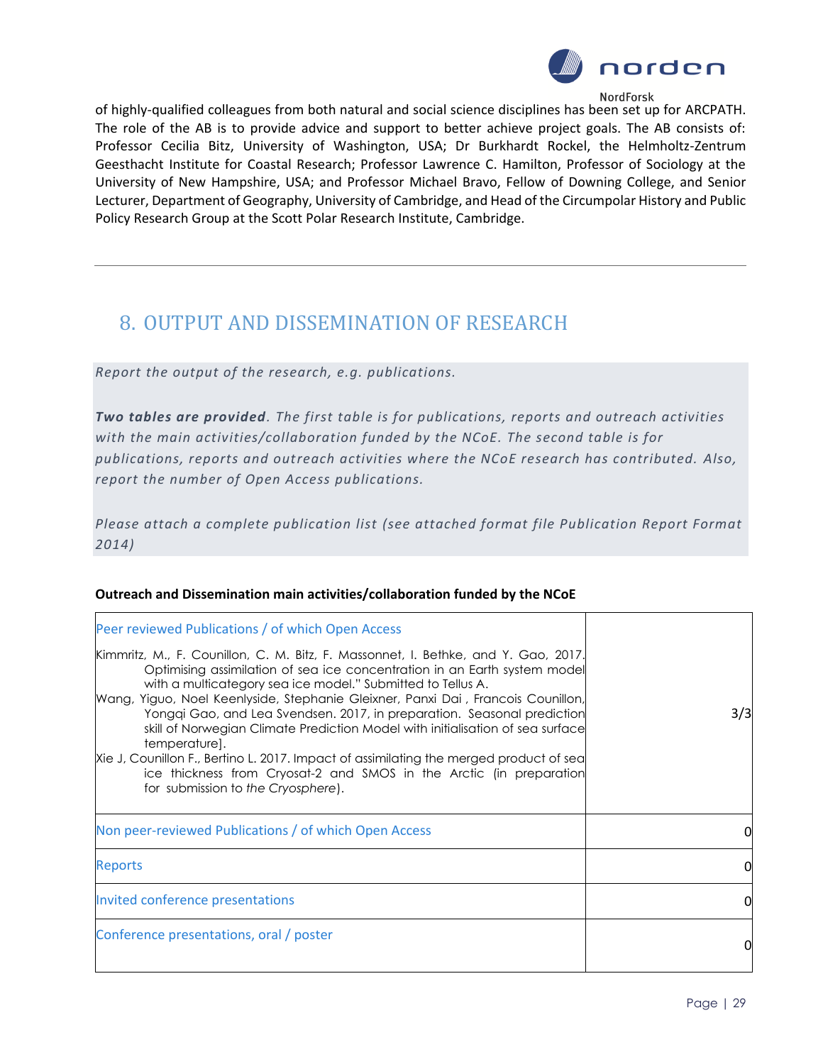of highly-qualified colleagues from both natural and social science disciplines has been set up for ARCPATH. The role of the AB is to provide advice and support to better achieve project goals. The AB consists of: Professor Cecilia Bitz, University of Washington, USA; Dr Burkhardt Rockel, the Helmholtz-Zentrum Geesthacht Institute for Coastal Research; Professor Lawrence C. Hamilton, Professor of Sociology at the University of New Hampshire, USA; and Professor Michael Bravo, Fellow of Downing College, and Senior Lecturer, Department of Geography, University of Cambridge, and Head of the Circumpolar History and Public Policy Research Group at the Scott Polar Research Institute, Cambridge.

---

## 8. OUTPUT AND DISSEMINATION OF RESEARCH

*Report the output of the research, e.g. publications.*

***Two tables are provided**. The first table is for publications, reports and outreach activities with the main activities/collaboration funded by the NCoE. The second table is for publications, reports and outreach activities where the NCoE research has contributed. Also, report the number of Open Access publications.*

*Please attach a complete publication list (see attached format file Publication Report Format 2014)*

**Outreach and Dissemination main activities/collaboration funded by the NCoE**

| | |
|---|---|
| Peer reviewed Publications / of which Open Access<br><br>Kimmritz, M., F. Counillon, C. M. Bitz, F. Massonnet, I. Bethke, and Y. Gao, 2017. Optimising assimilation of sea ice concentration in an Earth system model with a multicategory sea ice model." Submitted to Tellus A.<br>Wang, Yiguo, Noel Keenlyside, Stephanie Gleixner, Panxi Dai , Francois Counillon, Yongqi Gao, and Lea Svendsen. 2017, in preparation. Seasonal prediction skill of Norwegian Climate Prediction Model with initialisation of sea surface temperature].<br>Xie J, Counillon F., Bertino L. 2017. Impact of assimilating the merged product of sea ice thickness from Cryosat-2 and SMOS in the Arctic (in preparation for submission to *the Cryosphere*). | 3/3 |
| Non peer-reviewed Publications / of which Open Access | 0 |
| Reports | 0 |
| Invited conference presentations | 0 |
| Conference presentations, oral / poster | 0 |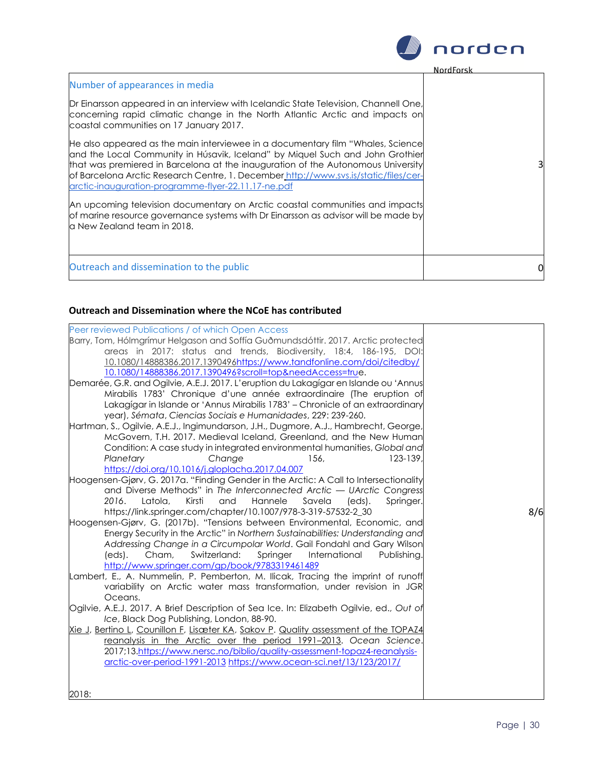| Number of appearances in media | |
|---|---|
| Dr Einarsson appeared in an interview with Icelandic State Television, Channell One, concerning rapid climatic change in the North Atlantic Arctic and impacts on coastal communities on 17 January 2017.<br><br>He also appeared as the main interviewee in a documentary film "Whales, Science and the Local Community in Húsavik, Iceland" by Miquel Such and John Grothier that was premiered in Barcelona at the inauguration of the Autonomous University of Barcelona Arctic Research Centre, 1. December http://www.svs.is/static/files/cer-arctic-inauguration-programme-flyer-22.11.17-ne.pdf<br><br>An upcoming television documentary on Arctic coastal communities and impacts of marine resource governance systems with Dr Einarsson as advisor will be made by a New Zealand team in 2018. | 3 |
| Outreach and dissemination to the public | 0 |

## Outreach and Dissemination where the NCoE has contributed

| Peer reviewed Publications / of which Open Access | |
|---|---|
| Barry, Tom, Hólmgrímur Helgason and Soffía Guðmundsdóttir. 2017. Arctic protected areas in 2017: status and trends, Biodiversity, 18:4, 186-195, DOI: 10.1080/14888386.2017.1390496https://www.tandfonline.com/doi/citedby/10.1080/14888386.2017.1390496?scroll=top&needAccess=true.<br>Demarée, G.R. and Ogilvie, A.E.J. 2017. L'eruption du Lakagígar en Islande ou 'Annus Mirabilis 1783' Chronique d'une année extraordinaire (The eruption of Lakagígar in Islande or 'Annus Mirabilis 1783' – Chronicle of an extraordinary year), *Sémata*, *Ciencias Sociais e Humanidades*, 229: 239-260.<br>Hartman, S., Ogilvie, A.E.J., Ingimundarson, J.H., Dugmore, A.J., Hambrecht, George, McGovern, T.H. 2017. Medieval Iceland, Greenland, and the New Human Condition: A case study in integrated environmental humanities, *Global and Planetary Change* 156, 123-139, https://doi.org/10.1016/j.gloplacha.2017.04.007<br>Hoogensen-Gjørv, G. 2017a. "Finding Gender in the Arctic: A Call to Intersectionality and Diverse Methods" in *The Interconnected Arctic — UArctic Congress 2016*. Latola, Kirsti and Hannele Savela (eds). Springer. https://link.springer.com/chapter/10.1007/978-3-319-57532-2_30<br>Hoogensen-Gjørv, G. (2017b). "Tensions between Environmental, Economic, and Energy Security in the Arctic" in *Northern Sustainabilities: Understanding and Addressing Change in a Circumpolar World*. Gail Fondahl and Gary Wilson (eds). Cham, Switzerland: Springer International Publishing. http://www.springer.com/gp/book/9783319461489<br>Lambert, E., A. Nummelin, P. Pemberton, M. Ilicak, Tracing the imprint of runoff variability on Arctic water mass transformation, under revision in JGR Oceans.<br>Ogilvie, A.E.J. 2017. A Brief Description of Sea Ice. In: Elizabeth Ogilvie, ed., *Out of Ice*, Black Dog Publishing, London, 88-90.<br>Xie J, Bertino L, Counillon F, Lisæter KA, Sakov P. Quality assessment of the TOPAZ4 reanalysis in the Arctic over the period 1991–2013. *Ocean Science*. 2017;13.https://www.nersc.no/biblio/quality-assessment-topaz4-reanalysis-arctic-over-period-1991-2013 https://www.ocean-sci.net/13/123/2017/<br><br>2018: | 8/6 |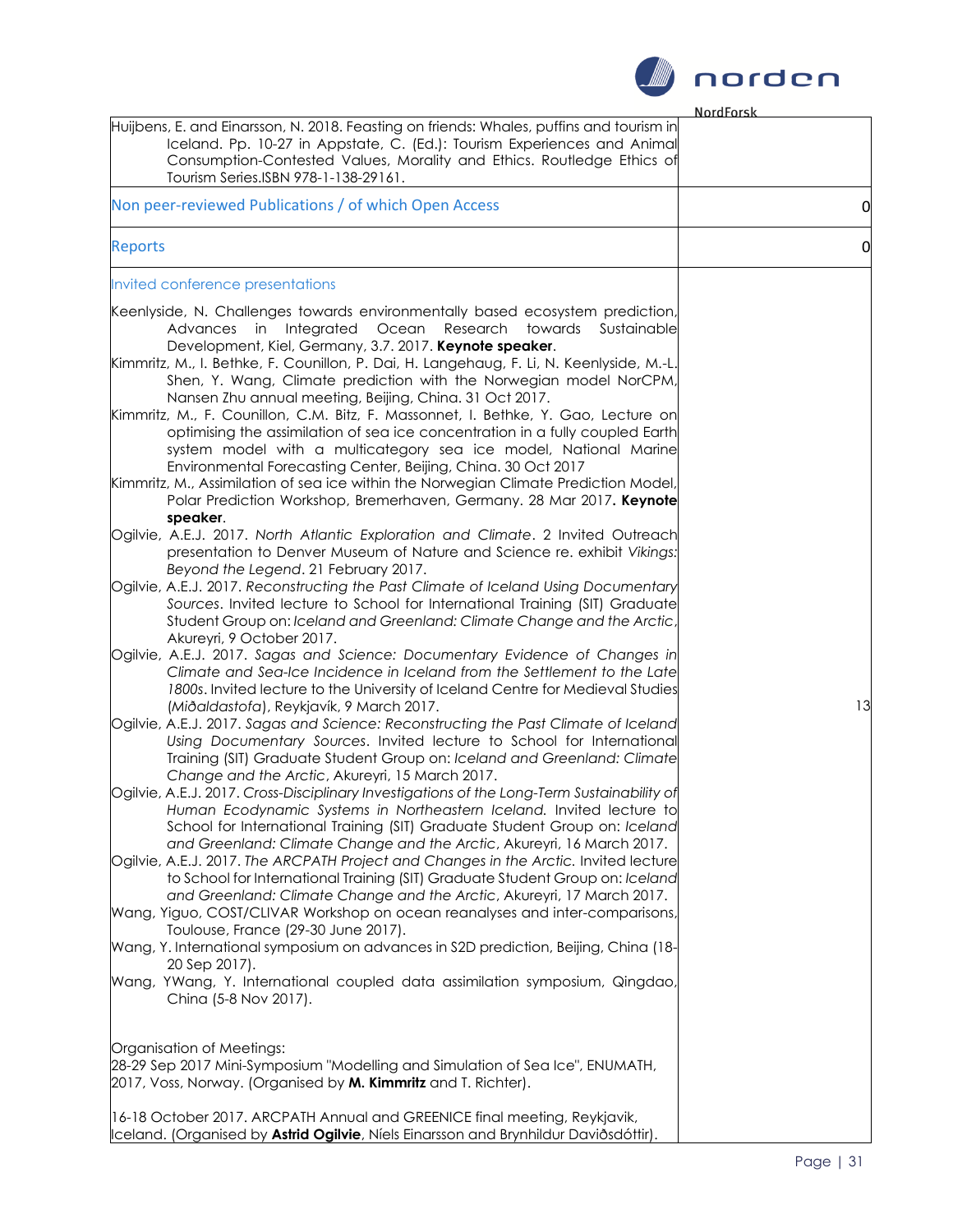| | |
|---|---|
| Huijbens, E. and Einarsson, N. 2018. Feasting on friends: Whales, puffins and tourism in Iceland. Pp. 10-27 in Appstate, C. (Ed.): Tourism Experiences and Animal Consumption-Contested Values, Morality and Ethics. Routledge Ethics of Tourism Series.ISBN 978-1-138-29161. | |
| Non peer-reviewed Publications / of which Open Access | 0 |
| Reports | 0 |
| Invited conference presentations<br><br>Keenlyside, N. Challenges towards environmentally based ecosystem prediction, Advances in Integrated Ocean Research towards Sustainable Development, Kiel, Germany, 3.7. 2017. **Keynote speaker**.<br>Kimmritz, M., I. Bethke, F. Counillon, P. Dai, H. Langehaug, F. Li, N. Keenlyside, M.-L. Shen, Y. Wang, Climate prediction with the Norwegian model NorCPM, Nansen Zhu annual meeting, Beijing, China. 31 Oct 2017.<br>Kimmritz, M., F. Counillon, C.M. Bitz, F. Massonnet, I. Bethke, Y. Gao, Lecture on optimising the assimilation of sea ice concentration in a fully coupled Earth system model with a multicategory sea ice model, National Marine Environmental Forecasting Center, Beijing, China. 30 Oct 2017<br>Kimmritz, M., Assimilation of sea ice within the Norwegian Climate Prediction Model, Polar Prediction Workshop, Bremerhaven, Germany. 28 Mar 2017**. Keynote speaker**.<br>Ogilvie, A.E.J. 2017. *North Atlantic Exploration and Climate*. 2 Invited Outreach presentation to Denver Museum of Nature and Science re. exhibit *Vikings: Beyond the Legend*. 21 February 2017.<br>Ogilvie, A.E.J. 2017. *Reconstructing the Past Climate of Iceland Using Documentary Sources*. Invited lecture to School for International Training (SIT) Graduate Student Group on: *Iceland and Greenland: Climate Change and the Arctic*, Akureyri, 9 October 2017.<br>Ogilvie, A.E.J. 2017. *Sagas and Science: Documentary Evidence of Changes in Climate and Sea-Ice Incidence in Iceland from the Settlement to the Late 1800s*. Invited lecture to the University of Iceland Centre for Medieval Studies (*Miðaldastofa*), Reykjavík, 9 March 2017.<br>Ogilvie, A.E.J. 2017. *Sagas and Science: Reconstructing the Past Climate of Iceland Using Documentary Sources*. Invited lecture to School for International Training (SIT) Graduate Student Group on: *Iceland and Greenland: Climate Change and the Arctic*, Akureyri, 15 March 2017.<br>Ogilvie, A.E.J. 2017. *Cross-Disciplinary Investigations of the Long-Term Sustainability of Human Ecodynamic Systems in Northeastern Iceland.* Invited lecture to School for International Training (SIT) Graduate Student Group on: *Iceland and Greenland: Climate Change and the Arctic*, Akureyri, 16 March 2017.<br>Ogilvie, A.E.J. 2017. *The ARCPATH Project and Changes in the Arctic.* Invited lecture to School for International Training (SIT) Graduate Student Group on: *Iceland and Greenland: Climate Change and the Arctic*, Akureyri, 17 March 2017.<br>Wang, Yiguo, COST/CLIVAR Workshop on ocean reanalyses and inter-comparisons, Toulouse, France (29-30 June 2017).<br>Wang, Y. International symposium on advances in S2D prediction, Beijing, China (18-20 Sep 2017).<br>Wang, YWang, Y. International coupled data assimilation symposium, Qingdao, China (5-8 Nov 2017).<br><br>Organisation of Meetings:<br>28-29 Sep 2017 Mini-Symposium "Modelling and Simulation of Sea Ice", ENUMATH, 2017, Voss, Norway. (Organised by **M. Kimmritz** and T. Richter).<br><br>16-18 October 2017. ARCPATH Annual and GREENICE final meeting, Reykjavik, Iceland. (Organised by **Astrid Ogilvie**, Níels Einarsson and Brynhildur Daviðsdóttir). | 13 |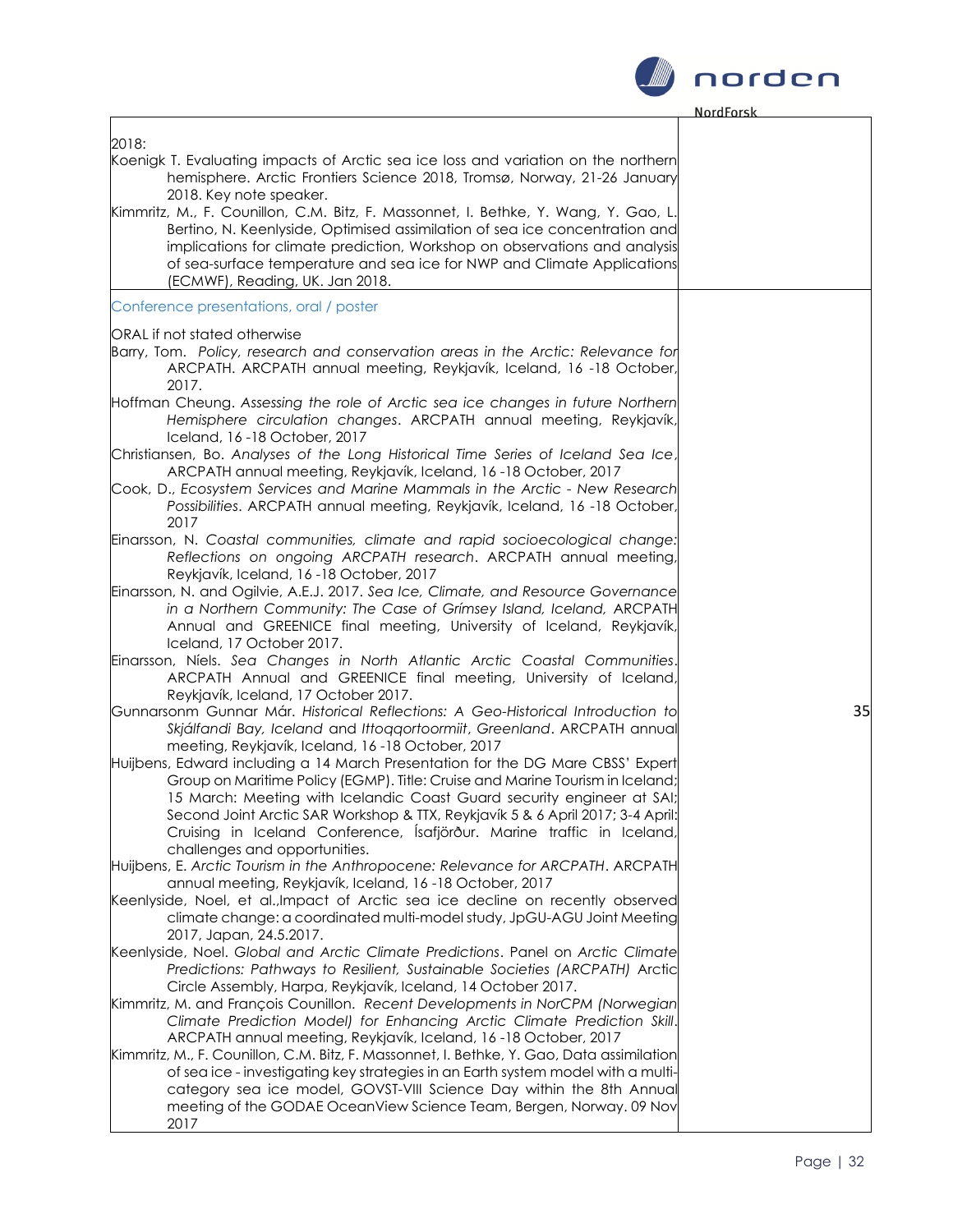| | |
|---|---|
| 2018:<br>Koenigk T. Evaluating impacts of Arctic sea ice loss and variation on the northern hemisphere. Arctic Frontiers Science 2018, Tromsø, Norway, 21-26 January 2018. Key note speaker.<br>Kimmritz, M., F. Counillon, C.M. Bitz, F. Massonnet, I. Bethke, Y. Wang, Y. Gao, L. Bertino, N. Keenlyside, Optimised assimilation of sea ice concentration and implications for climate prediction, Workshop on observations and analysis of sea-surface temperature and sea ice for NWP and Climate Applications (ECMWF), Reading, UK. Jan 2018. | |
| Conference presentations, oral / poster<br><br>ORAL if not stated otherwise<br>Barry, Tom. *Policy, research and conservation areas in the Arctic: Relevance for* ARCPATH. ARCPATH annual meeting, Reykjavík, Iceland, 16 -18 October, 2017.<br>Hoffman Cheung. *Assessing the role of Arctic sea ice changes in future Northern Hemisphere circulation changes*. ARCPATH annual meeting, Reykjavík, Iceland, 16 -18 October, 2017<br>Christiansen, Bo. *Analyses of the Long Historical Time Series of Iceland Sea Ice*, ARCPATH annual meeting, Reykjavík, Iceland, 16 -18 October, 2017<br>Cook, D., *Ecosystem Services and Marine Mammals in the Arctic - New Research Possibilities*. ARCPATH annual meeting, Reykjavík, Iceland, 16 -18 October, 2017<br>Einarsson, N. *Coastal communities, climate and rapid socioecological change: Reflections on ongoing ARCPATH research*. ARCPATH annual meeting, Reykjavík, Iceland, 16 -18 October, 2017<br>Einarsson, N. and Ogilvie, A.E.J. 2017. *Sea Ice, Climate, and Resource Governance in a Northern Community: The Case of Grímsey Island, Iceland,* ARCPATH Annual and GREENICE final meeting, University of Iceland, Reykjavík, Iceland, 17 October 2017.<br>Einarsson, Níels. *Sea Changes in North Atlantic Arctic Coastal Communities*. ARCPATH Annual and GREENICE final meeting, University of Iceland, Reykjavík, Iceland, 17 October 2017.<br>Gunnarsonm Gunnar Már. *Historical Reflections: A Geo-Historical Introduction to Skjálfandi Bay, Iceland* and *Ittoqqortoormiit, Greenland*. ARCPATH annual meeting, Reykjavík, Iceland, 16 -18 October, 2017<br>Huijbens, Edward including a 14 March Presentation for the DG Mare CBSS' Expert Group on Maritime Policy (EGMP). Title: Cruise and Marine Tourism in Iceland; 15 March: Meeting with Icelandic Coast Guard security engineer at SAI; Second Joint Arctic SAR Workshop & TTX, Reykjavík 5 & 6 April 2017; 3-4 April: Cruising in Iceland Conference, Ísafjörður. Marine traffic in Iceland, challenges and opportunities.<br>Huijbens, E. *Arctic Tourism in the Anthropocene: Relevance for ARCPATH*. ARCPATH annual meeting, Reykjavík, Iceland, 16 -18 October, 2017<br>Keenlyside, Noel, et al.,Impact of Arctic sea ice decline on recently observed climate change: a coordinated multi-model study, JpGU-AGU Joint Meeting 2017, Japan, 24.5.2017.<br>Keenlyside, Noel. *Global and Arctic Climate Predictions*. Panel on *Arctic Climate Predictions: Pathways to Resilient, Sustainable Societies (ARCPATH)* Arctic Circle Assembly, Harpa, Reykjavík, Iceland, 14 October 2017.<br>Kimmritz, M. and François Counillon. *Recent Developments in NorCPM (Norwegian Climate Prediction Model) for Enhancing Arctic Climate Prediction Skill*. ARCPATH annual meeting, Reykjavík, Iceland, 16 -18 October, 2017<br>Kimmritz, M., F. Counillon, C.M. Bitz, F. Massonnet, I. Bethke, Y. Gao, Data assimilation of sea ice - investigating key strategies in an Earth system model with a multi-category sea ice model, GOVST-VIII Science Day within the 8th Annual meeting of the GODAE OceanView Science Team, Bergen, Norway. 09 Nov 2017 | 35 |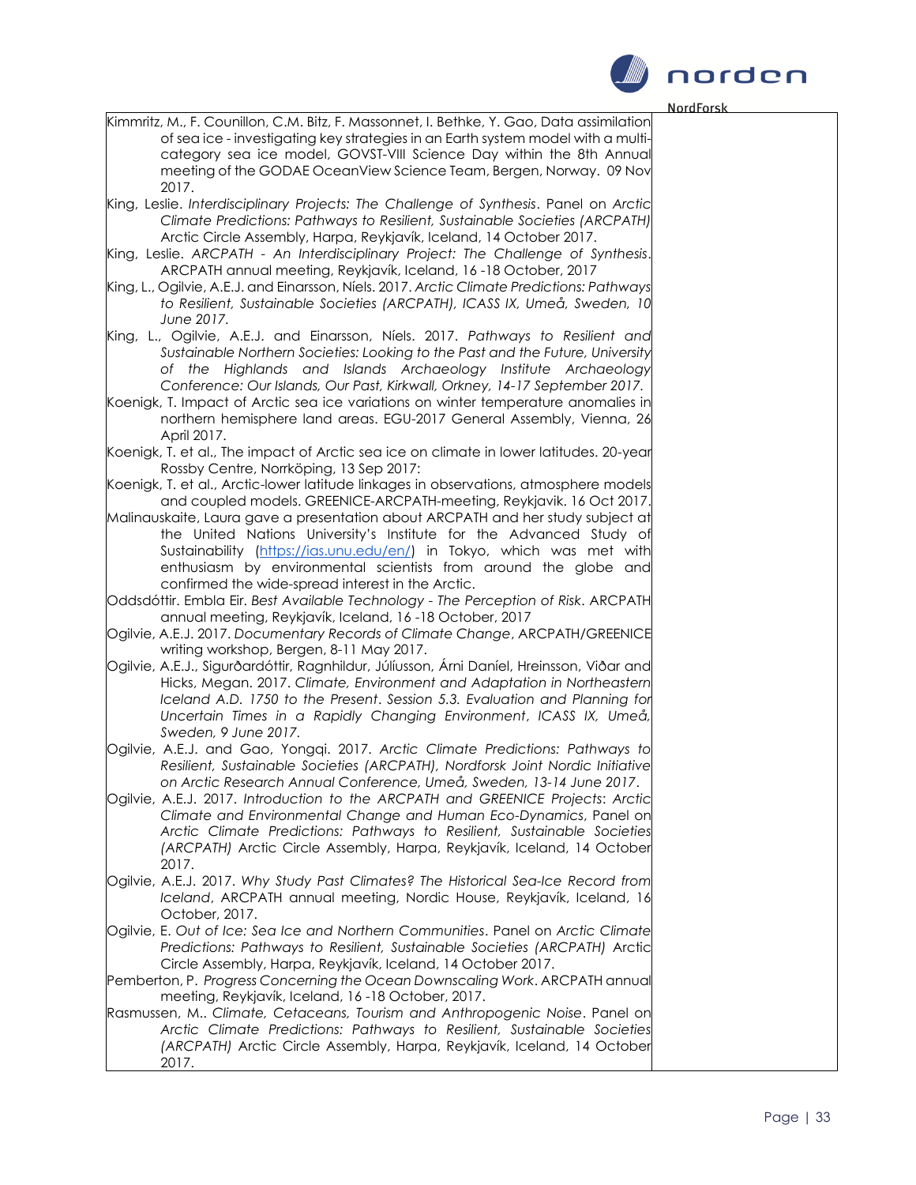Kimmritz, M., F. Counillon, C.M. Bitz, F. Massonnet, I. Bethke, Y. Gao, Data assimilation of sea ice - investigating key strategies in an Earth system model with a multi-category sea ice model, GOVST-VIII Science Day within the 8th Annual meeting of the GODAE OceanView Science Team, Bergen, Norway. 09 Nov 2017.

King, Leslie. *Interdisciplinary Projects: The Challenge of Synthesis*. Panel on *Arctic Climate Predictions: Pathways to Resilient, Sustainable Societies (ARCPATH)* Arctic Circle Assembly, Harpa, Reykjavík, Iceland, 14 October 2017.

King, Leslie. *ARCPATH - An Interdisciplinary Project: The Challenge of Synthesis*. ARCPATH annual meeting, Reykjavík, Iceland, 16 -18 October, 2017

King, L., Ogilvie, A.E.J. and Einarsson, Níels. 2017. *Arctic Climate Predictions: Pathways to Resilient, Sustainable Societies (ARCPATH), ICASS IX, Umeå, Sweden, 10 June 2017.*

King, L., Ogilvie, A.E.J. and Einarsson, Níels. 2017. *Pathways to Resilient and Sustainable Northern Societies: Looking to the Past and the Future, University of the Highlands and Islands Archaeology Institute Archaeology Conference: Our Islands, Our Past, Kirkwall, Orkney, 14-17 September 2017.*

Koenigk, T. Impact of Arctic sea ice variations on winter temperature anomalies in northern hemisphere land areas. EGU-2017 General Assembly, Vienna, 26 April 2017.

Koenigk, T. et al., The impact of Arctic sea ice on climate in lower latitudes. 20-year Rossby Centre, Norrköping, 13 Sep 2017:

Koenigk, T. et al., Arctic-lower latitude linkages in observations, atmosphere models and coupled models. GREENICE-ARCPATH-meeting, Reykjavik. 16 Oct 2017.

Malinauskaite, Laura gave a presentation about ARCPATH and her study subject at the United Nations University's Institute for the Advanced Study of Sustainability (https://ias.unu.edu/en/) in Tokyo, which was met with enthusiasm by environmental scientists from around the globe and confirmed the wide-spread interest in the Arctic.

Oddsdóttir. Embla Eir. *Best Available Technology - The Perception of Risk*. ARCPATH annual meeting, Reykjavík, Iceland, 16 -18 October, 2017

Ogilvie, A.E.J. 2017. *Documentary Records of Climate Change*, ARCPATH/GREENICE writing workshop, Bergen, 8-11 May 2017.

Ogilvie, A.E.J., Sigurðardóttir, Ragnhildur, Júlíusson, Árni Daníel, Hreinsson, Viðar and Hicks, Megan. 2017. *Climate, Environment and Adaptation in Northeastern Iceland A.D. 1750 to the Present*. *Session 5.3. Evaluation and Planning for Uncertain Times in a Rapidly Changing Environment*, *ICASS IX, Umeå, Sweden, 9 June 2017.*

Ogilvie, A.E.J. and Gao, Yongqi. 2017. *Arctic Climate Predictions: Pathways to Resilient, Sustainable Societies (ARCPATH), Nordforsk Joint Nordic Initiative on Arctic Research Annual Conference, Umeå, Sweden, 13-14 June 2017*.

Ogilvie, A.E.J. 2017. *Introduction to the ARCPATH and GREENICE Projects*: *Arctic Climate and Environmental Change and Human Eco-Dynamics*, Panel on *Arctic Climate Predictions: Pathways to Resilient, Sustainable Societies (ARCPATH)* Arctic Circle Assembly, Harpa, Reykjavík, Iceland, 14 October 2017.

Ogilvie, A.E.J. 2017. *Why Study Past Climates? The Historical Sea-Ice Record from Iceland*, ARCPATH annual meeting, Nordic House, Reykjavík, Iceland, 16 October, 2017.

Ogilvie, E. *Out of Ice: Sea Ice and Northern Communities*. Panel on *Arctic Climate Predictions: Pathways to Resilient, Sustainable Societies (ARCPATH)* Arctic Circle Assembly, Harpa, Reykjavík, Iceland, 14 October 2017.

Pemberton, P. *Progress Concerning the Ocean Downscaling Work*. ARCPATH annual meeting, Reykjavík, Iceland, 16 -18 October, 2017.

Rasmussen, M.. *Climate, Cetaceans, Tourism and Anthropogenic Noise*. Panel on *Arctic Climate Predictions: Pathways to Resilient, Sustainable Societies (ARCPATH)* Arctic Circle Assembly, Harpa, Reykjavík, Iceland, 14 October 2017.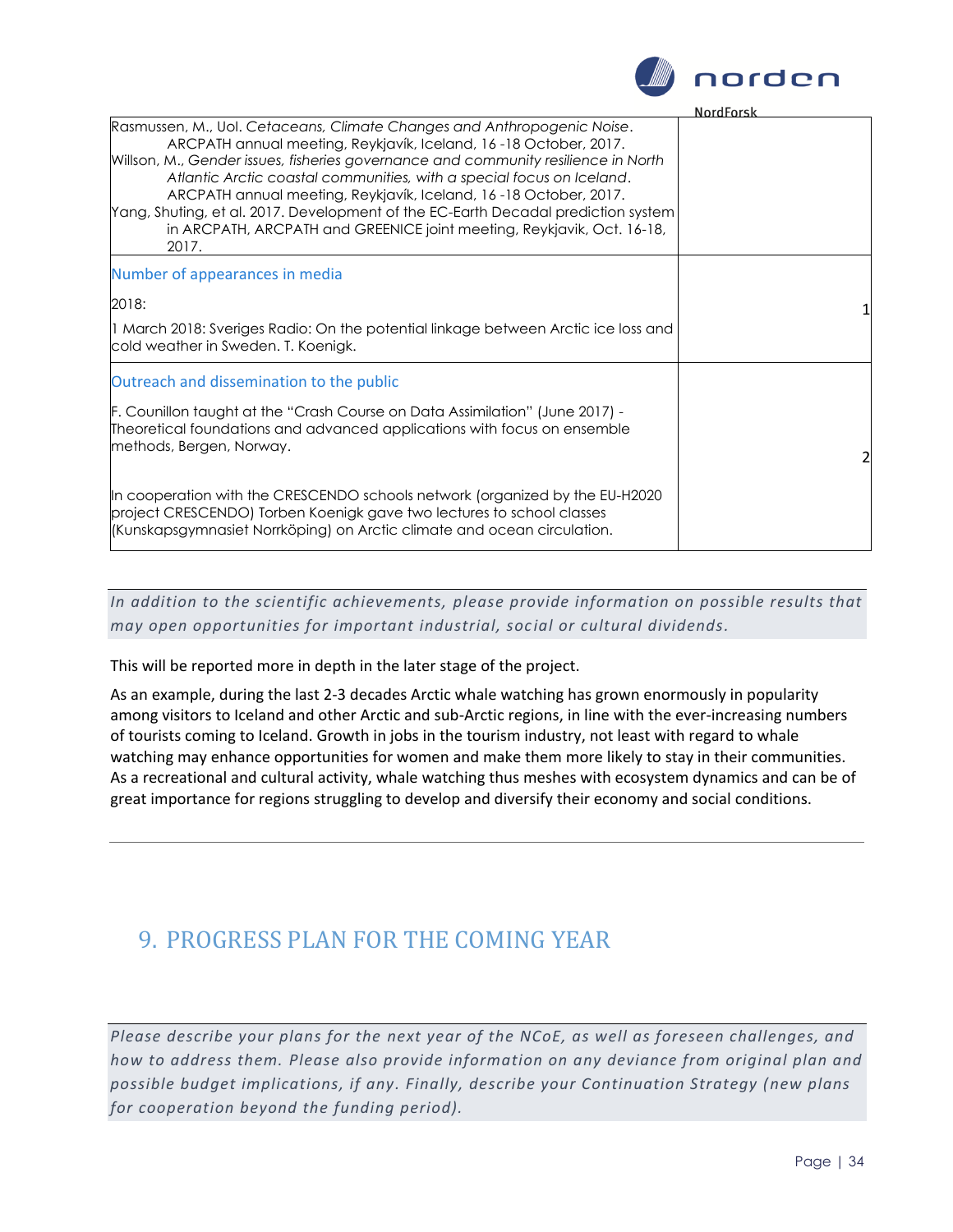| | |
|---|---|
| Rasmussen, M., UoI. *Cetaceans, Climate Changes and Anthropogenic Noise*. ARCPATH annual meeting, Reykjavík, Iceland, 16 -18 October, 2017.<br>Willson, M., *Gender issues, fisheries governance and community resilience in North Atlantic Arctic coastal communities, with a special focus on Iceland*. ARCPATH annual meeting, Reykjavík, Iceland, 16 -18 October, 2017.<br>Yang, Shuting, et al. 2017. Development of the EC-Earth Decadal prediction system in ARCPATH, ARCPATH and GREENICE joint meeting, Reykjavik, Oct. 16-18, 2017. | |
| Number of appearances in media<br><br>2018:<br><br>1 March 2018: Sveriges Radio: On the potential linkage between Arctic ice loss and cold weather in Sweden. T. Koenigk. | 1 |
| Outreach and dissemination to the public<br><br>F. Counillon taught at the "Crash Course on Data Assimilation" (June 2017) - Theoretical foundations and advanced applications with focus on ensemble methods, Bergen, Norway.<br><br>In cooperation with the CRESCENDO schools network (organized by the EU-H2020 project CRESCENDO) Torben Koenigk gave two lectures to school classes (Kunskapsgymnasiet Norrköping) on Arctic climate and ocean circulation. | 2 |

*In addition to the scientific achievements, please provide information on possible results that may open opportunities for important industrial, social or cultural dividends.*

This will be reported more in depth in the later stage of the project.

As an example, during the last 2-3 decades Arctic whale watching has grown enormously in popularity among visitors to Iceland and other Arctic and sub-Arctic regions, in line with the ever-increasing numbers of tourists coming to Iceland. Growth in jobs in the tourism industry, not least with regard to whale watching may enhance opportunities for women and make them more likely to stay in their communities. As a recreational and cultural activity, whale watching thus meshes with ecosystem dynamics and can be of great importance for regions struggling to develop and diversify their economy and social conditions.

# 9. PROGRESS PLAN FOR THE COMING YEAR

*Please describe your plans for the next year of the NCoE, as well as foreseen challenges, and how to address them. Please also provide information on any deviance from original plan and possible budget implications, if any. Finally, describe your Continuation Strategy (new plans for cooperation beyond the funding period).*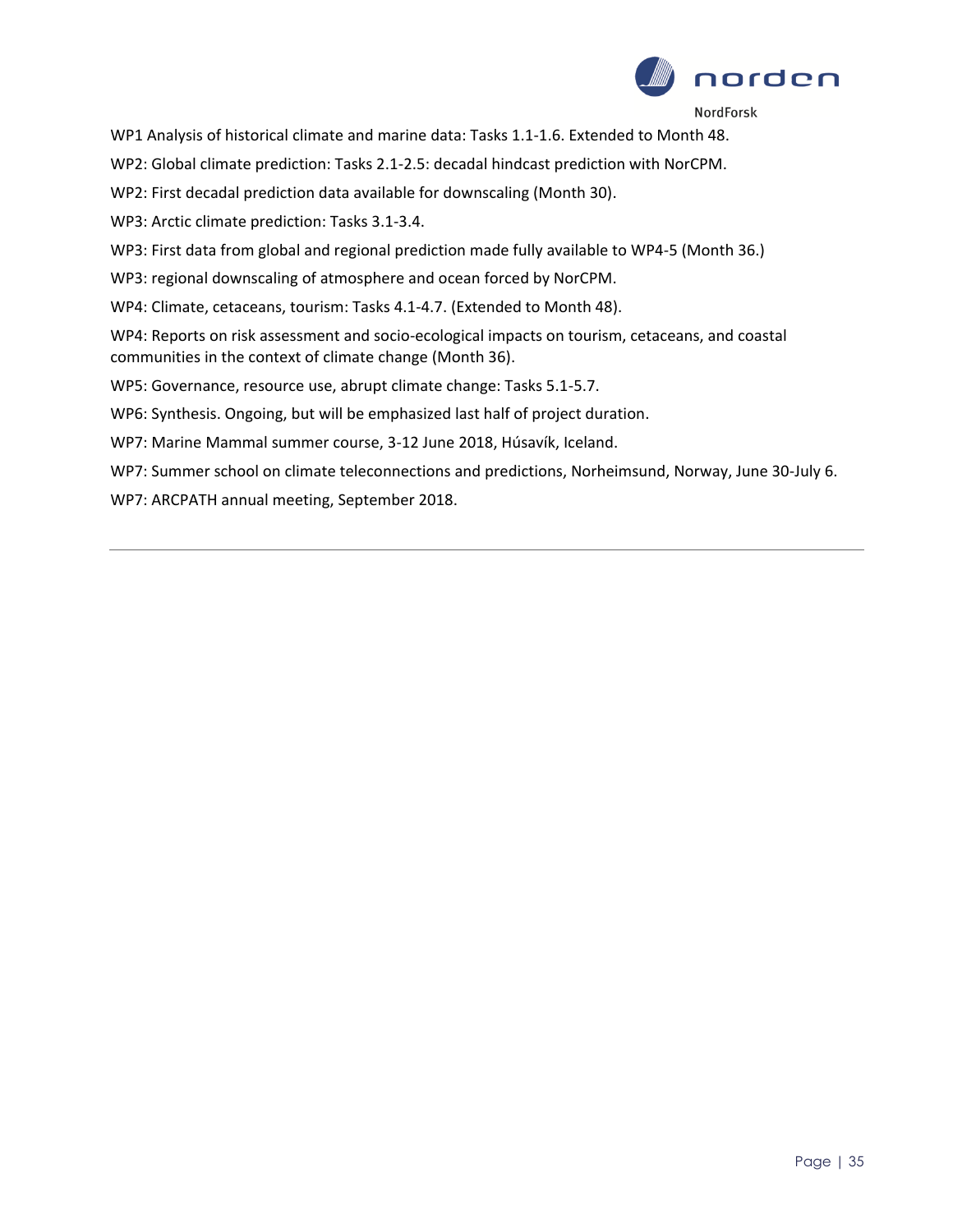WP1 Analysis of historical climate and marine data: Tasks 1.1-1.6. Extended to Month 48.

WP2: Global climate prediction: Tasks 2.1-2.5: decadal hindcast prediction with NorCPM.

WP2: First decadal prediction data available for downscaling (Month 30).

WP3: Arctic climate prediction: Tasks 3.1-3.4.

WP3: First data from global and regional prediction made fully available to WP4-5 (Month 36.)

WP3: regional downscaling of atmosphere and ocean forced by NorCPM.

WP4: Climate, cetaceans, tourism: Tasks 4.1-4.7. (Extended to Month 48).

WP4: Reports on risk assessment and socio-ecological impacts on tourism, cetaceans, and coastal communities in the context of climate change (Month 36).

WP5: Governance, resource use, abrupt climate change: Tasks 5.1-5.7.

WP6: Synthesis. Ongoing, but will be emphasized last half of project duration.

WP7: Marine Mammal summer course, 3-12 June 2018, Húsavík, Iceland.

WP7: Summer school on climate teleconnections and predictions, Norheimsund, Norway, June 30-July 6.

WP7: ARCPATH annual meeting, September 2018.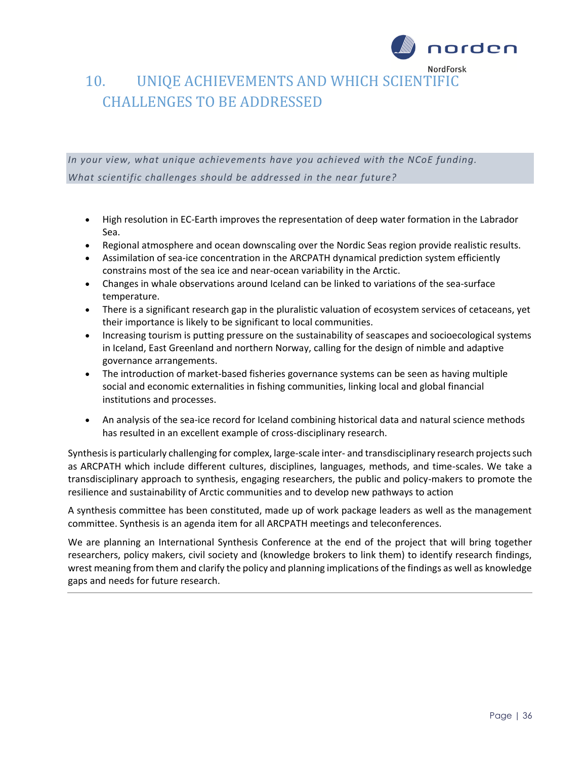# 10. UNIQE ACHIEVEMENTS AND WHICH SCIENTIFIC CHALLENGES TO BE ADDRESSED

*In your view, what unique achievements have you achieved with the NCoE funding. What scientific challenges should be addressed in the near future?*

- High resolution in EC-Earth improves the representation of deep water formation in the Labrador Sea.
- Regional atmosphere and ocean downscaling over the Nordic Seas region provide realistic results.
- Assimilation of sea-ice concentration in the ARCPATH dynamical prediction system efficiently constrains most of the sea ice and near-ocean variability in the Arctic.
- Changes in whale observations around Iceland can be linked to variations of the sea-surface temperature.
- There is a significant research gap in the pluralistic valuation of ecosystem services of cetaceans, yet their importance is likely to be significant to local communities.
- Increasing tourism is putting pressure on the sustainability of seascapes and socioecological systems in Iceland, East Greenland and northern Norway, calling for the design of nimble and adaptive governance arrangements.
- The introduction of market-based fisheries governance systems can be seen as having multiple social and economic externalities in fishing communities, linking local and global financial institutions and processes.
- An analysis of the sea-ice record for Iceland combining historical data and natural science methods has resulted in an excellent example of cross-disciplinary research.

Synthesis is particularly challenging for complex, large-scale inter- and transdisciplinary research projects such as ARCPATH which include different cultures, disciplines, languages, methods, and time-scales. We take a transdisciplinary approach to synthesis, engaging researchers, the public and policy-makers to promote the resilience and sustainability of Arctic communities and to develop new pathways to action

A synthesis committee has been constituted, made up of work package leaders as well as the management committee. Synthesis is an agenda item for all ARCPATH meetings and teleconferences.

We are planning an International Synthesis Conference at the end of the project that will bring together researchers, policy makers, civil society and (knowledge brokers to link them) to identify research findings, wrest meaning from them and clarify the policy and planning implications of the findings as well as knowledge gaps and needs for future research.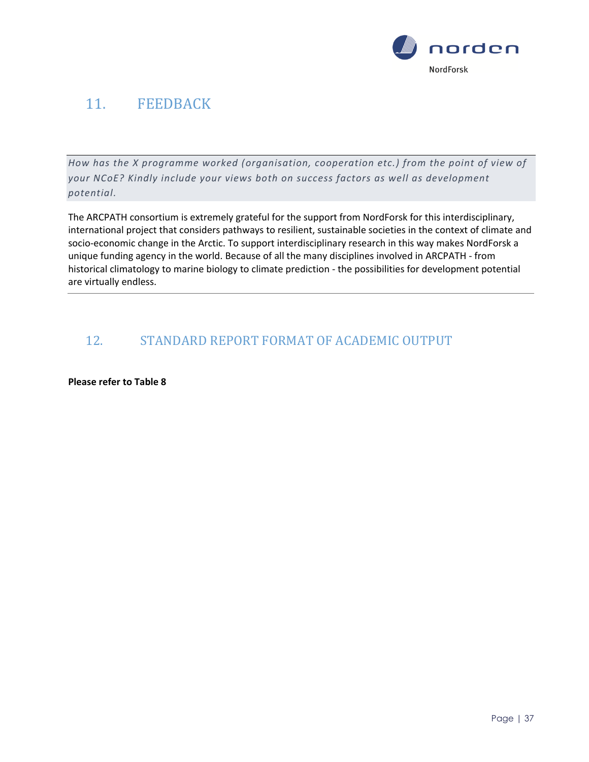## 11. FEEDBACK

*How has the X programme worked (organisation, cooperation etc.) from the point of view of your NCoE? Kindly include your views both on success factors as well as development potential.*

The ARCPATH consortium is extremely grateful for the support from NordForsk for this interdisciplinary, international project that considers pathways to resilient, sustainable societies in the context of climate and socio-economic change in the Arctic. To support interdisciplinary research in this way makes NordForsk a unique funding agency in the world. Because of all the many disciplines involved in ARCPATH - from historical climatology to marine biology to climate prediction - the possibilities for development potential are virtually endless.

## 12. STANDARD REPORT FORMAT OF ACADEMIC OUTPUT

**Please refer to Table 8**